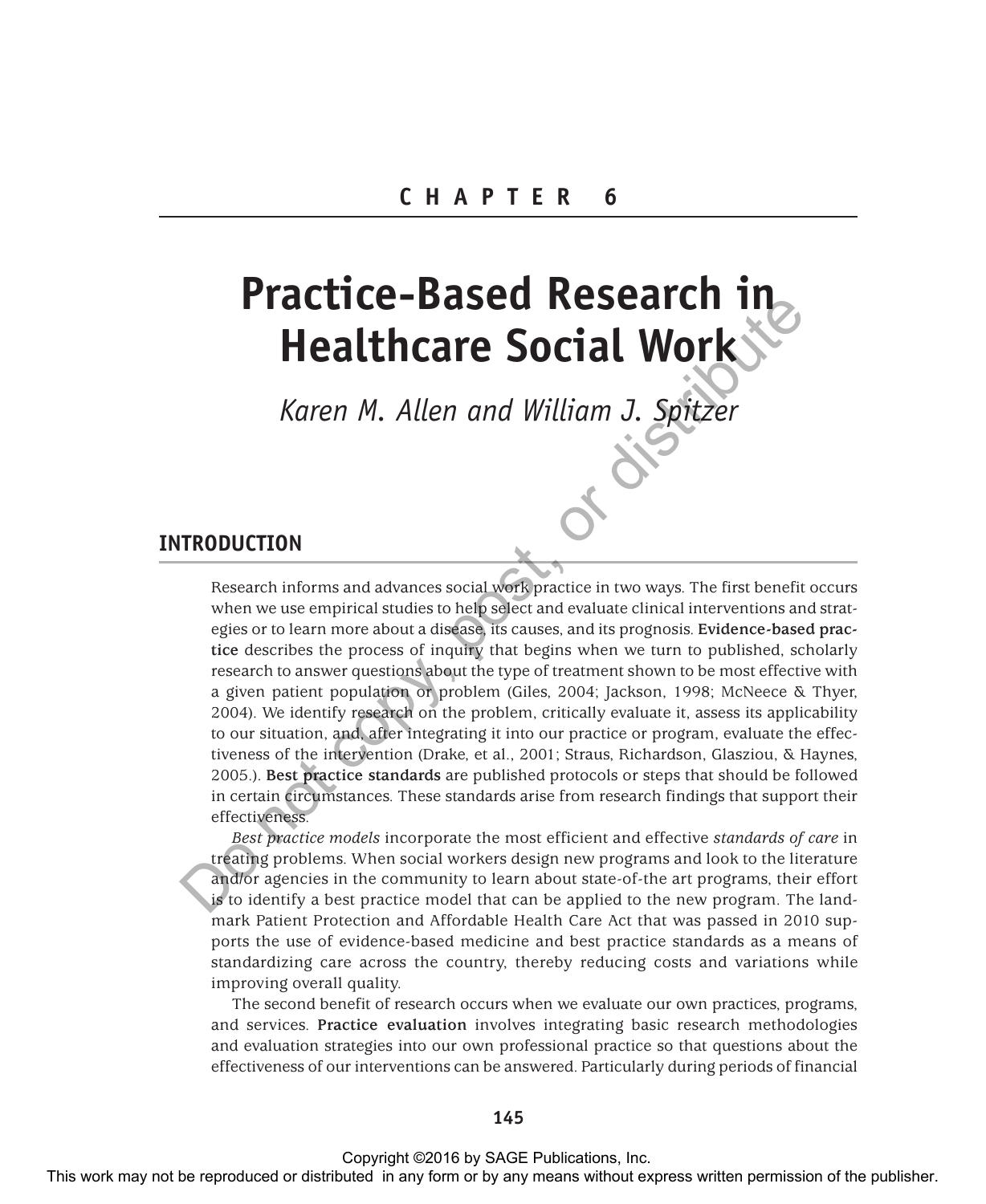# CHAPTER 6

# Practice-Based Research in Healthcare Social Work

*Karen M. Allen and William J. Spitzer*

## INTRODUCTION

Research informs and advances social work practice in two ways. The first benefit occurs when we use empirical studies to help select and evaluate clinical interventions and strategies or to learn more about a disease, its causes, and its prognosis. **Evidence-based practice** describes the process of inquiry that begins when we turn to published, scholarly research to answer questions about the type of treatment shown to be most effective with a given patient population or problem (Giles, 2004; Jackson, 1998; McNeece & Thyer, 2004). We identify research on the problem, critically evaluate it, assess its applicability to our situation, and, after integrating it into our practice or program, evaluate the effectiveness of the intervention (Drake, et al., 2001; Straus, Richardson, Glasziou, & Haynes, 2005.). **Best practice standards** are published protocols or steps that should be followed in certain circumstances. These standards arise from research findings that support their effectiveness.

*Best practice models* incorporate the most efficient and effective *standards of care* in treating problems. When social workers design new programs and look to the literature and/or agencies in the community to learn about state-of-the art programs, their effort is to identify a best practice model that can be applied to the new program. The landmark Patient Protection and Affordable Health Care Act that was passed in 2010 supports the use of evidence-based medicine and best practice standards as a means of standardizing care across the country, thereby reducing costs and variations while improving overall quality.

The second benefit of research occurs when we evaluate our own practices, programs, and services. **Practice evaluation** involves integrating basic research methodologies and evaluation strategies into our own professional practice so that questions about the effectiveness of our interventions can be answered. Particularly during periods of financial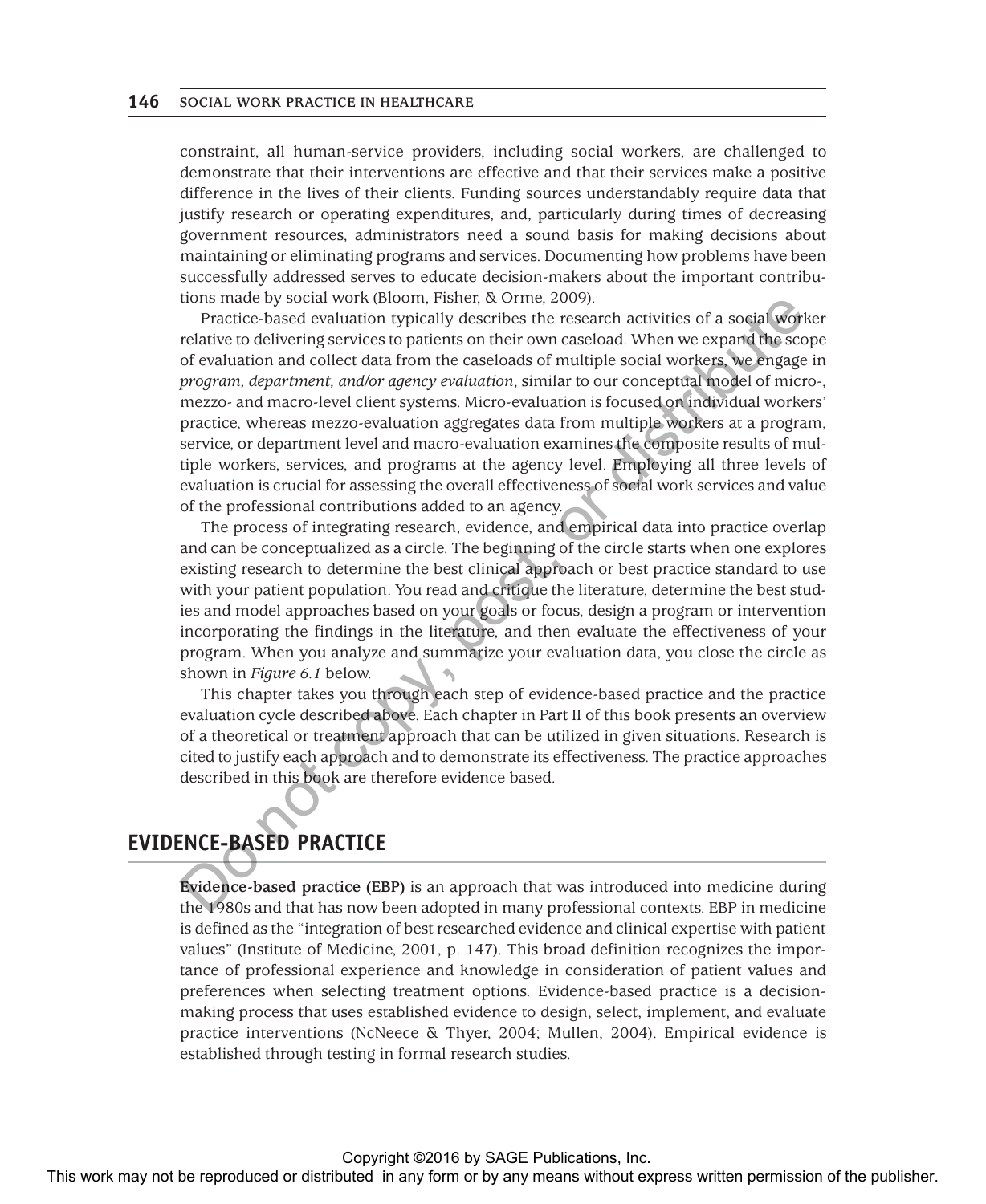constraint, all human-service providers, including social workers, are challenged to demonstrate that their interventions are effective and that their services make a positive difference in the lives of their clients. Funding sources understandably require data that justify research or operating expenditures, and, particularly during times of decreasing government resources, administrators need a sound basis for making decisions about maintaining or eliminating programs and services. Documenting how problems have been successfully addressed serves to educate decision-makers about the important contributions made by social work (Bloom, Fisher, & Orme, 2009).

Practice-based evaluation typically describes the research activities of a social worker relative to delivering services to patients on their own caseload. When we expand the scope of evaluation and collect data from the caseloads of multiple social workers, we engage in *program, department, and/or agency evaluation*, similar to our conceptual model of micro-, mezzo- and macro-level client systems. Micro-evaluation is focused on individual workers' practice, whereas mezzo-evaluation aggregates data from multiple workers at a program, service, or department level and macro-evaluation examines the composite results of multiple workers, services, and programs at the agency level. Employing all three levels of evaluation is crucial for assessing the overall effectiveness of social work services and value of the professional contributions added to an agency.

The process of integrating research, evidence, and empirical data into practice overlap and can be conceptualized as a circle. The beginning of the circle starts when one explores existing research to determine the best clinical approach or best practice standard to use with your patient population. You read and critique the literature, determine the best studies and model approaches based on your goals or focus, design a program or intervention incorporating the findings in the literature, and then evaluate the effectiveness of your program. When you analyze and summarize your evaluation data, you close the circle as shown in *Figure 6.1* below.

This chapter takes you through each step of evidence-based practice and the practice evaluation cycle described above. Each chapter in Part II of this book presents an overview of a theoretical or treatment approach that can be utilized in given situations. Research is cited to justify each approach and to demonstrate its effectiveness. The practice approaches described in this book are therefore evidence based.

## EVIDENCE-BASED PRACTICE

**Evidence-based practice (EBP)** is an approach that was introduced into medicine during the 1980s and that has now been adopted in many professional contexts. EBP in medicine is defined as the "integration of best researched evidence and clinical expertise with patient values" (Institute of Medicine, 2001, p. 147). This broad definition recognizes the importance of professional experience and knowledge in consideration of patient values and preferences when selecting treatment options. Evidence-based practice is a decision-making process that uses established evidence to design, select, implement, and evaluate practice interventions (NcNeece & Thyer, 2004; Mullen, 2004). Empirical evidence is established through testing in formal research studies.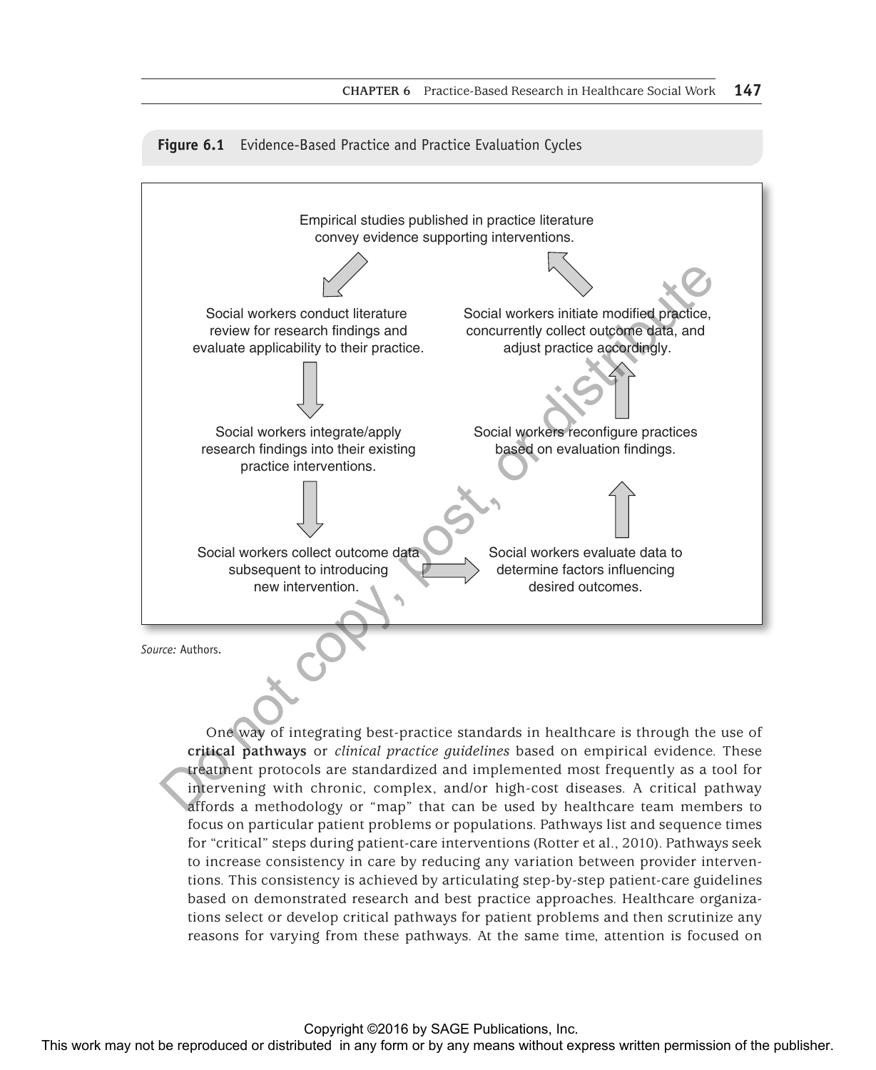**Figure 6.1** Evidence-Based Practice and Practice Evaluation Cycles

Empirical studies published in practice literature convey evidence supporting interventions.

Social workers conduct literature review for research findings and evaluate applicability to their practice.

Social workers integrate/apply research findings into their existing practice interventions.

Social workers collect outcome data subsequent to introducing new intervention.

Social workers evaluate data to determine factors influencing desired outcomes.

Social workers reconfigure practices based on evaluation findings.

Social workers initiate modified practice, concurrently collect outcome data, and adjust practice accordingly.

*Source:* Authors.

One way of integrating best-practice standards in healthcare is through the use of **critical pathways** or *clinical practice guidelines* based on empirical evidence. These treatment protocols are standardized and implemented most frequently as a tool for intervening with chronic, complex, and/or high-cost diseases. A critical pathway affords a methodology or "map" that can be used by healthcare team members to focus on particular patient problems or populations. Pathways list and sequence times for "critical" steps during patient-care interventions (Rotter et al., 2010). Pathways seek to increase consistency in care by reducing any variation between provider interventions. This consistency is achieved by articulating step-by-step patient-care guidelines based on demonstrated research and best practice approaches. Healthcare organizations select or develop critical pathways for patient problems and then scrutinize any reasons for varying from these pathways. At the same time, attention is focused on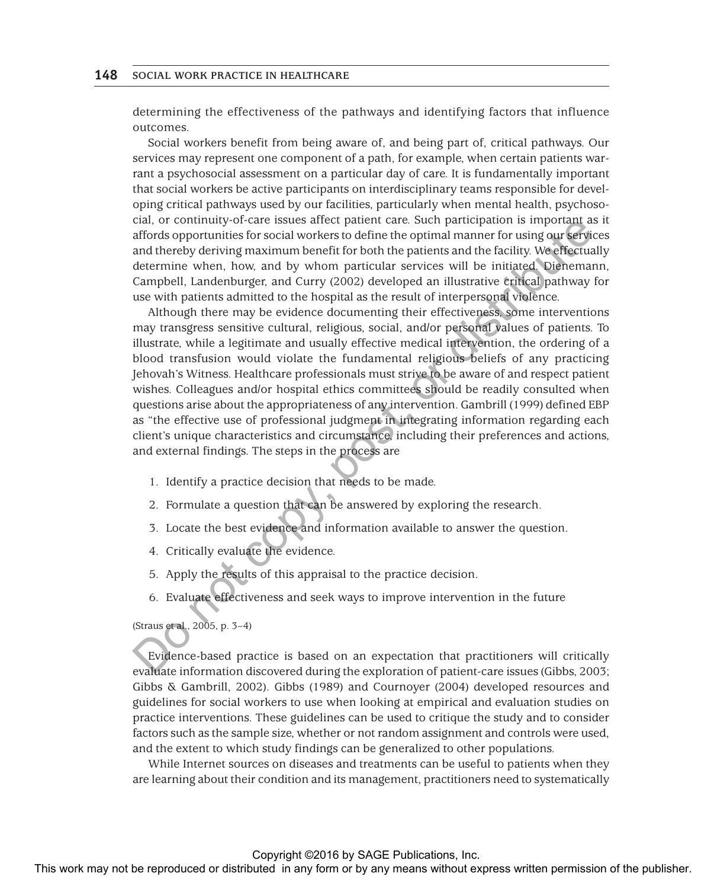determining the effectiveness of the pathways and identifying factors that influence outcomes.

Social workers benefit from being aware of, and being part of, critical pathways. Our services may represent one component of a path, for example, when certain patients warrant a psychosocial assessment on a particular day of care. It is fundamentally important that social workers be active participants on interdisciplinary teams responsible for developing critical pathways used by our facilities, particularly when mental health, psychosocial, or continuity-of-care issues affect patient care. Such participation is important as it affords opportunities for social workers to define the optimal manner for using our services and thereby deriving maximum benefit for both the patients and the facility. We effectually determine when, how, and by whom particular services will be initiated. Dienemann, Campbell, Landenburger, and Curry (2002) developed an illustrative critical pathway for use with patients admitted to the hospital as the result of interpersonal violence.

Although there may be evidence documenting their effectiveness, some interventions may transgress sensitive cultural, religious, social, and/or personal values of patients. To illustrate, while a legitimate and usually effective medical intervention, the ordering of a blood transfusion would violate the fundamental religious beliefs of any practicing Jehovah's Witness. Healthcare professionals must strive to be aware of and respect patient wishes. Colleagues and/or hospital ethics committees should be readily consulted when questions arise about the appropriateness of any intervention. Gambrill (1999) defined EBP as "the effective use of professional judgment in integrating information regarding each client's unique characteristics and circumstance, including their preferences and actions, and external findings. The steps in the process are

1. Identify a practice decision that needs to be made.
2. Formulate a question that can be answered by exploring the research.
3. Locate the best evidence and information available to answer the question.
4. Critically evaluate the evidence.
5. Apply the results of this appraisal to the practice decision.
6. Evaluate effectiveness and seek ways to improve intervention in the future

(Straus et al., 2005, p. 3–4)

Evidence-based practice is based on an expectation that practitioners will critically evaluate information discovered during the exploration of patient-care issues (Gibbs, 2003; Gibbs & Gambrill, 2002). Gibbs (1989) and Cournoyer (2004) developed resources and guidelines for social workers to use when looking at empirical and evaluation studies on practice interventions. These guidelines can be used to critique the study and to consider factors such as the sample size, whether or not random assignment and controls were used, and the extent to which study findings can be generalized to other populations.

While Internet sources on diseases and treatments can be useful to patients when they are learning about their condition and its management, practitioners need to systematically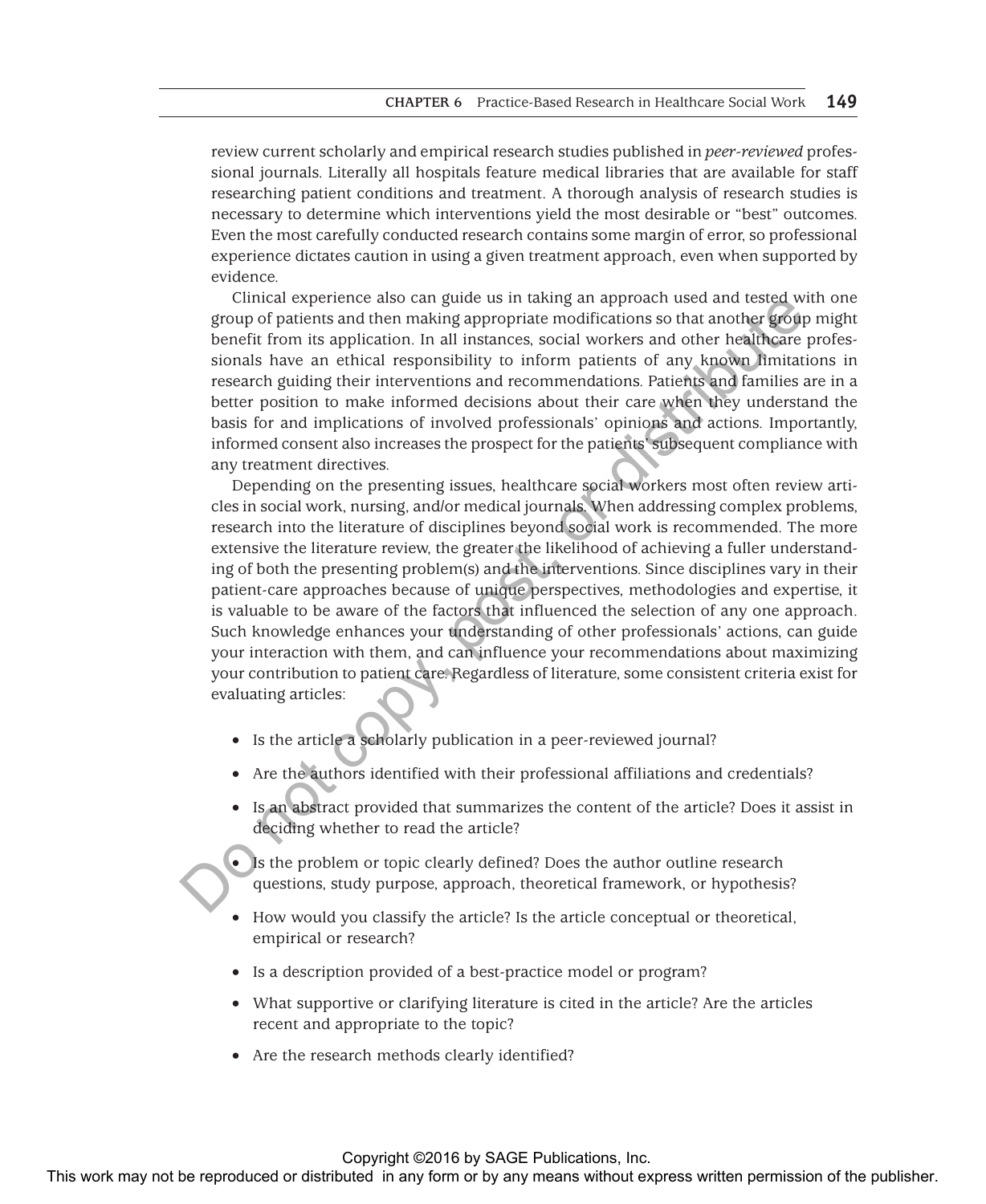review current scholarly and empirical research studies published in *peer-reviewed* professional journals. Literally all hospitals feature medical libraries that are available for staff researching patient conditions and treatment. A thorough analysis of research studies is necessary to determine which interventions yield the most desirable or "best" outcomes. Even the most carefully conducted research contains some margin of error, so professional experience dictates caution in using a given treatment approach, even when supported by evidence.

Clinical experience also can guide us in taking an approach used and tested with one group of patients and then making appropriate modifications so that another group might benefit from its application. In all instances, social workers and other healthcare professionals have an ethical responsibility to inform patients of any known limitations in research guiding their interventions and recommendations. Patients and families are in a better position to make informed decisions about their care when they understand the basis for and implications of involved professionals' opinions and actions. Importantly, informed consent also increases the prospect for the patients' subsequent compliance with any treatment directives.

Depending on the presenting issues, healthcare social workers most often review articles in social work, nursing, and/or medical journals. When addressing complex problems, research into the literature of disciplines beyond social work is recommended. The more extensive the literature review, the greater the likelihood of achieving a fuller understanding of both the presenting problem(s) and the interventions. Since disciplines vary in their patient-care approaches because of unique perspectives, methodologies and expertise, it is valuable to be aware of the factors that influenced the selection of any one approach. Such knowledge enhances your understanding of other professionals' actions, can guide your interaction with them, and can influence your recommendations about maximizing your contribution to patient care. Regardless of literature, some consistent criteria exist for evaluating articles:

- Is the article a scholarly publication in a peer-reviewed journal?
- Are the authors identified with their professional affiliations and credentials?
- Is an abstract provided that summarizes the content of the article? Does it assist in deciding whether to read the article?
- Is the problem or topic clearly defined? Does the author outline research questions, study purpose, approach, theoretical framework, or hypothesis?
- How would you classify the article? Is the article conceptual or theoretical, empirical or research?
- Is a description provided of a best-practice model or program?
- What supportive or clarifying literature is cited in the article? Are the articles recent and appropriate to the topic?
- Are the research methods clearly identified?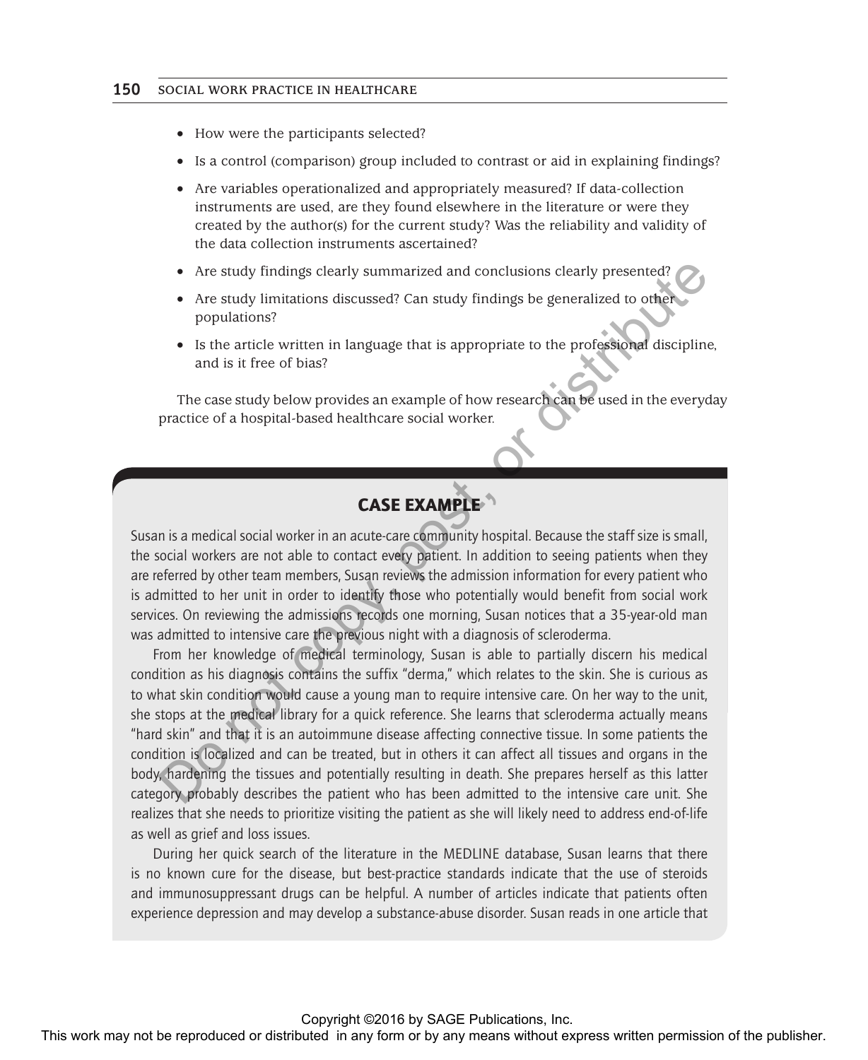- How were the participants selected?
- Is a control (comparison) group included to contrast or aid in explaining findings?
- Are variables operationalized and appropriately measured? If data-collection instruments are used, are they found elsewhere in the literature or were they created by the author(s) for the current study? Was the reliability and validity of the data collection instruments ascertained?
- Are study findings clearly summarized and conclusions clearly presented?
- Are study limitations discussed? Can study findings be generalized to other populations?
- Is the article written in language that is appropriate to the professional discipline, and is it free of bias?

The case study below provides an example of how research can be used in the everyday practice of a hospital-based healthcare social worker.

## CASE EXAMPLE

Susan is a medical social worker in an acute-care community hospital. Because the staff size is small, the social workers are not able to contact every patient. In addition to seeing patients when they are referred by other team members, Susan reviews the admission information for every patient who is admitted to her unit in order to identify those who potentially would benefit from social work services. On reviewing the admissions records one morning, Susan notices that a 35-year-old man was admitted to intensive care the previous night with a diagnosis of scleroderma.

From her knowledge of medical terminology, Susan is able to partially discern his medical condition as his diagnosis contains the suffix "derma," which relates to the skin. She is curious as to what skin condition would cause a young man to require intensive care. On her way to the unit, she stops at the medical library for a quick reference. She learns that scleroderma actually means "hard skin" and that it is an autoimmune disease affecting connective tissue. In some patients the condition is localized and can be treated, but in others it can affect all tissues and organs in the body, hardening the tissues and potentially resulting in death. She prepares herself as this latter category probably describes the patient who has been admitted to the intensive care unit. She realizes that she needs to prioritize visiting the patient as she will likely need to address end-of-life as well as grief and loss issues.

During her quick search of the literature in the MEDLINE database, Susan learns that there is no known cure for the disease, but best-practice standards indicate that the use of steroids and immunosuppressant drugs can be helpful. A number of articles indicate that patients often experience depression and may develop a substance-abuse disorder. Susan reads in one article that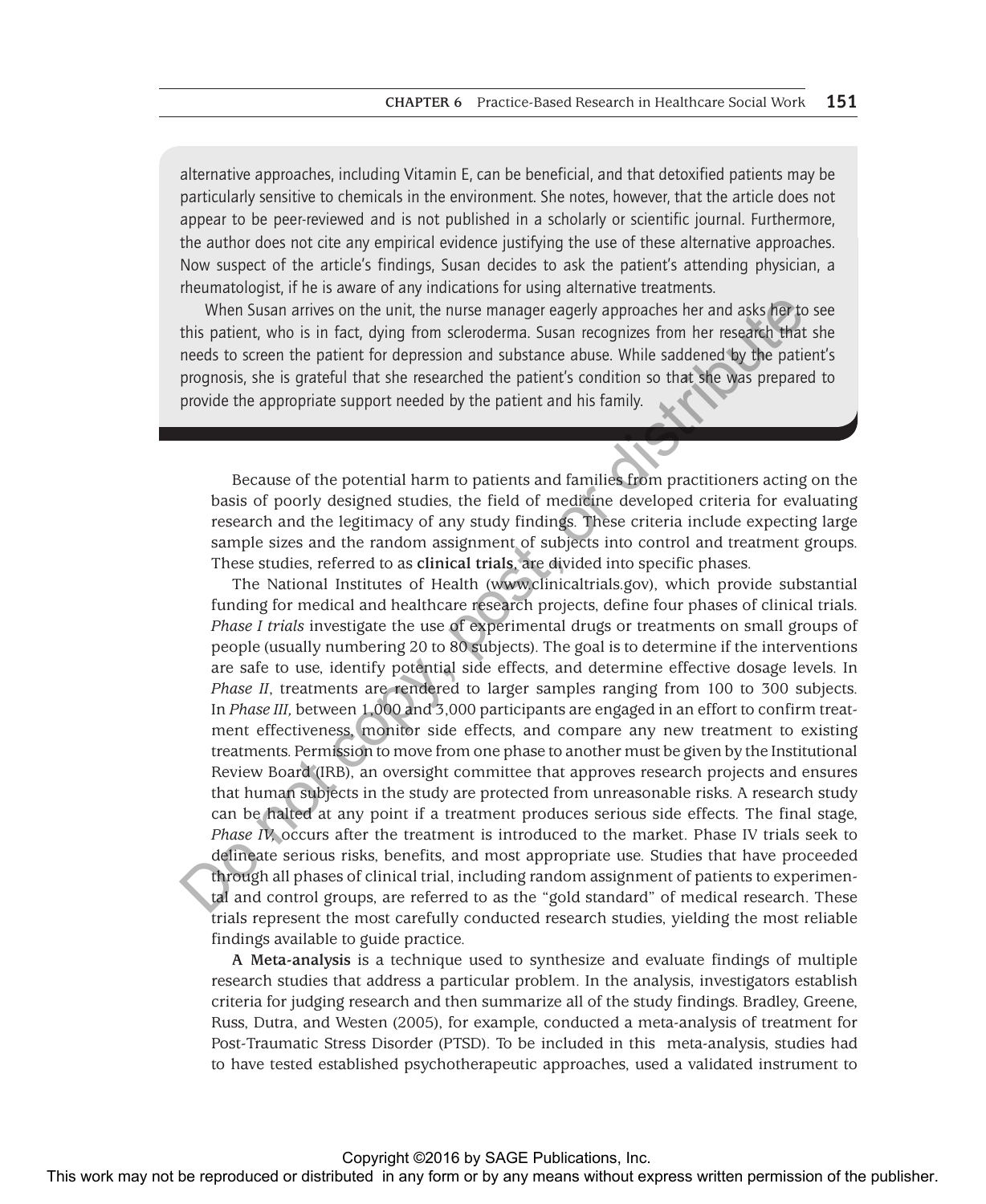alternative approaches, including Vitamin E, can be beneficial, and that detoxified patients may be particularly sensitive to chemicals in the environment. She notes, however, that the article does not appear to be peer-reviewed and is not published in a scholarly or scientific journal. Furthermore, the author does not cite any empirical evidence justifying the use of these alternative approaches. Now suspect of the article's findings, Susan decides to ask the patient's attending physician, a rheumatologist, if he is aware of any indications for using alternative treatments.

When Susan arrives on the unit, the nurse manager eagerly approaches her and asks her to see this patient, who is in fact, dying from scleroderma. Susan recognizes from her research that she needs to screen the patient for depression and substance abuse. While saddened by the patient's prognosis, she is grateful that she researched the patient's condition so that she was prepared to provide the appropriate support needed by the patient and his family.

Because of the potential harm to patients and families from practitioners acting on the basis of poorly designed studies, the field of medicine developed criteria for evaluating research and the legitimacy of any study findings. These criteria include expecting large sample sizes and the random assignment of subjects into control and treatment groups. These studies, referred to as **clinical trials**, are divided into specific phases.

The National Institutes of Health (www.clinicaltrials.gov), which provide substantial funding for medical and healthcare research projects, define four phases of clinical trials. *Phase I trials* investigate the use of experimental drugs or treatments on small groups of people (usually numbering 20 to 80 subjects). The goal is to determine if the interventions are safe to use, identify potential side effects, and determine effective dosage levels. In *Phase II*, treatments are rendered to larger samples ranging from 100 to 300 subjects. In *Phase III,* between 1,000 and 3,000 participants are engaged in an effort to confirm treatment effectiveness, monitor side effects, and compare any new treatment to existing treatments. Permission to move from one phase to another must be given by the Institutional Review Board (IRB), an oversight committee that approves research projects and ensures that human subjects in the study are protected from unreasonable risks. A research study can be halted at any point if a treatment produces serious side effects. The final stage, *Phase IV,* occurs after the treatment is introduced to the market. Phase IV trials seek to delineate serious risks, benefits, and most appropriate use. Studies that have proceeded through all phases of clinical trial, including random assignment of patients to experimental and control groups, are referred to as the "gold standard" of medical research. These trials represent the most carefully conducted research studies, yielding the most reliable findings available to guide practice.

**A Meta-analysis** is a technique used to synthesize and evaluate findings of multiple research studies that address a particular problem. In the analysis, investigators establish criteria for judging research and then summarize all of the study findings. Bradley, Greene, Russ, Dutra, and Westen (2005), for example, conducted a meta-analysis of treatment for Post-Traumatic Stress Disorder (PTSD). To be included in this meta-analysis, studies had to have tested established psychotherapeutic approaches, used a validated instrument to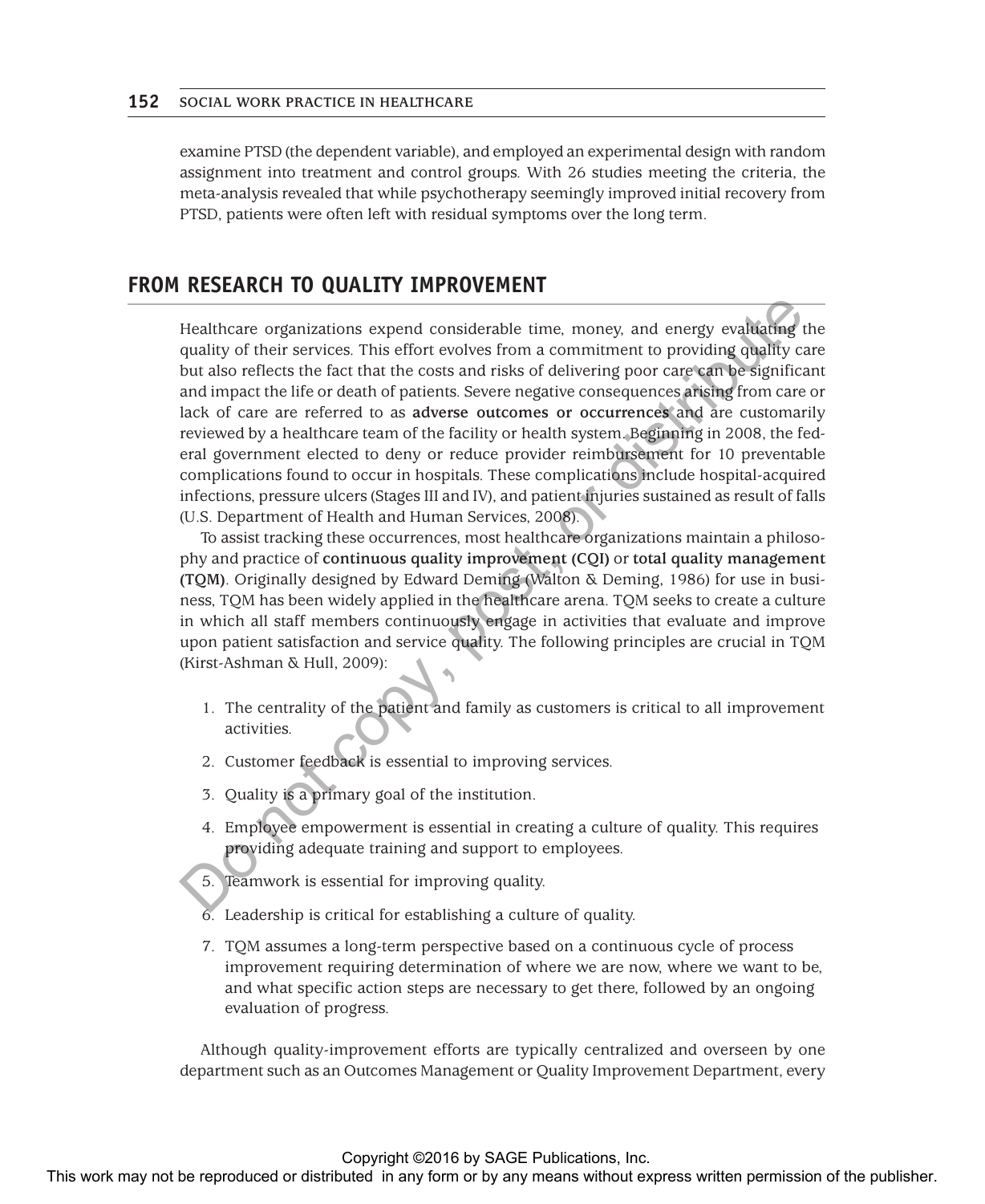examine PTSD (the dependent variable), and employed an experimental design with random assignment into treatment and control groups. With 26 studies meeting the criteria, the meta-analysis revealed that while psychotherapy seemingly improved initial recovery from PTSD, patients were often left with residual symptoms over the long term.

## FROM RESEARCH TO QUALITY IMPROVEMENT

Healthcare organizations expend considerable time, money, and energy evaluating the quality of their services. This effort evolves from a commitment to providing quality care but also reflects the fact that the costs and risks of delivering poor care can be significant and impact the life or death of patients. Severe negative consequences arising from care or lack of care are referred to as **adverse outcomes or occurrences** and are customarily reviewed by a healthcare team of the facility or health system. Beginning in 2008, the federal government elected to deny or reduce provider reimbursement for 10 preventable complications found to occur in hospitals. These complications include hospital-acquired infections, pressure ulcers (Stages III and IV), and patient injuries sustained as result of falls (U.S. Department of Health and Human Services, 2008).

To assist tracking these occurrences, most healthcare organizations maintain a philosophy and practice of **continuous quality improvement (CQI)** or **total quality management (TQM)**. Originally designed by Edward Deming (Walton & Deming, 1986) for use in business, TQM has been widely applied in the healthcare arena. TQM seeks to create a culture in which all staff members continuously engage in activities that evaluate and improve upon patient satisfaction and service quality. The following principles are crucial in TQM (Kirst-Ashman & Hull, 2009):

1. The centrality of the patient and family as customers is critical to all improvement activities.
2. Customer feedback is essential to improving services.
3. Quality is a primary goal of the institution.
4. Employee empowerment is essential in creating a culture of quality. This requires providing adequate training and support to employees.
5. Teamwork is essential for improving quality.
6. Leadership is critical for establishing a culture of quality.
7. TQM assumes a long-term perspective based on a continuous cycle of process improvement requiring determination of where we are now, where we want to be, and what specific action steps are necessary to get there, followed by an ongoing evaluation of progress.

Although quality-improvement efforts are typically centralized and overseen by one department such as an Outcomes Management or Quality Improvement Department, every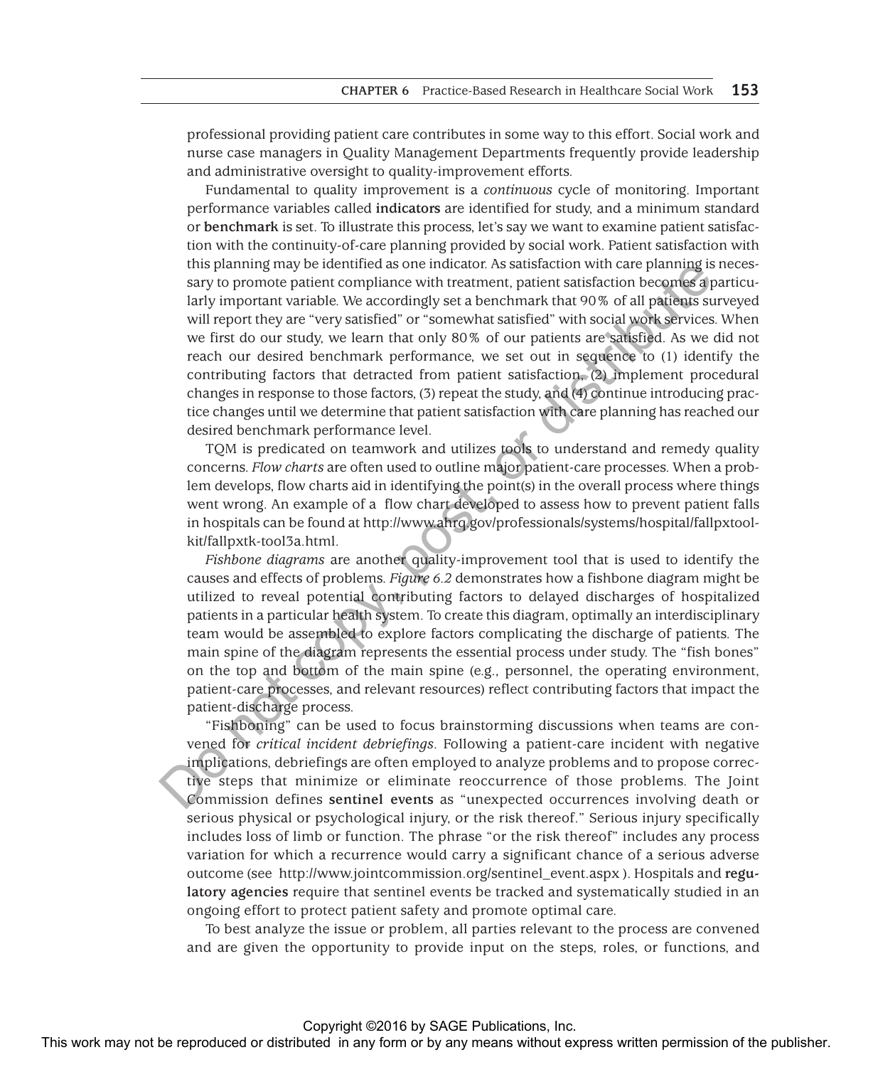professional providing patient care contributes in some way to this effort. Social work and nurse case managers in Quality Management Departments frequently provide leadership and administrative oversight to quality-improvement efforts.

Fundamental to quality improvement is a *continuous* cycle of monitoring. Important performance variables called **indicators** are identified for study, and a minimum standard or **benchmark** is set. To illustrate this process, let's say we want to examine patient satisfaction with the continuity-of-care planning provided by social work. Patient satisfaction with this planning may be identified as one indicator. As satisfaction with care planning is necessary to promote patient compliance with treatment, patient satisfaction becomes a particularly important variable. We accordingly set a benchmark that 90% of all patients surveyed will report they are "very satisfied" or "somewhat satisfied" with social work services. When we first do our study, we learn that only 80% of our patients are satisfied. As we did not reach our desired benchmark performance, we set out in sequence to (1) identify the contributing factors that detracted from patient satisfaction, (2) implement procedural changes in response to those factors, (3) repeat the study, and (4) continue introducing practice changes until we determine that patient satisfaction with care planning has reached our desired benchmark performance level.

TQM is predicated on teamwork and utilizes tools to understand and remedy quality concerns. *Flow charts* are often used to outline major patient-care processes. When a problem develops, flow charts aid in identifying the point(s) in the overall process where things went wrong. An example of a flow chart developed to assess how to prevent patient falls in hospitals can be found at http://www.ahrq.gov/professionals/systems/hospital/fallpxtoolkit/fallpxtk-tool3a.html.

*Fishbone diagrams* are another quality-improvement tool that is used to identify the causes and effects of problems. *Figure 6.2* demonstrates how a fishbone diagram might be utilized to reveal potential contributing factors to delayed discharges of hospitalized patients in a particular health system. To create this diagram, optimally an interdisciplinary team would be assembled to explore factors complicating the discharge of patients. The main spine of the diagram represents the essential process under study. The "fish bones" on the top and bottom of the main spine (e.g., personnel, the operating environment, patient-care processes, and relevant resources) reflect contributing factors that impact the patient-discharge process.

"Fishboning" can be used to focus brainstorming discussions when teams are convened for *critical incident debriefings*. Following a patient-care incident with negative implications, debriefings are often employed to analyze problems and to propose corrective steps that minimize or eliminate reoccurrence of those problems. The Joint Commission defines **sentinel events** as "unexpected occurrences involving death or serious physical or psychological injury, or the risk thereof." Serious injury specifically includes loss of limb or function. The phrase "or the risk thereof" includes any process variation for which a recurrence would carry a significant chance of a serious adverse outcome (see http://www.jointcommission.org/sentinel_event.aspx ). Hospitals and **regulatory agencies** require that sentinel events be tracked and systematically studied in an ongoing effort to protect patient safety and promote optimal care.

To best analyze the issue or problem, all parties relevant to the process are convened and are given the opportunity to provide input on the steps, roles, or functions, and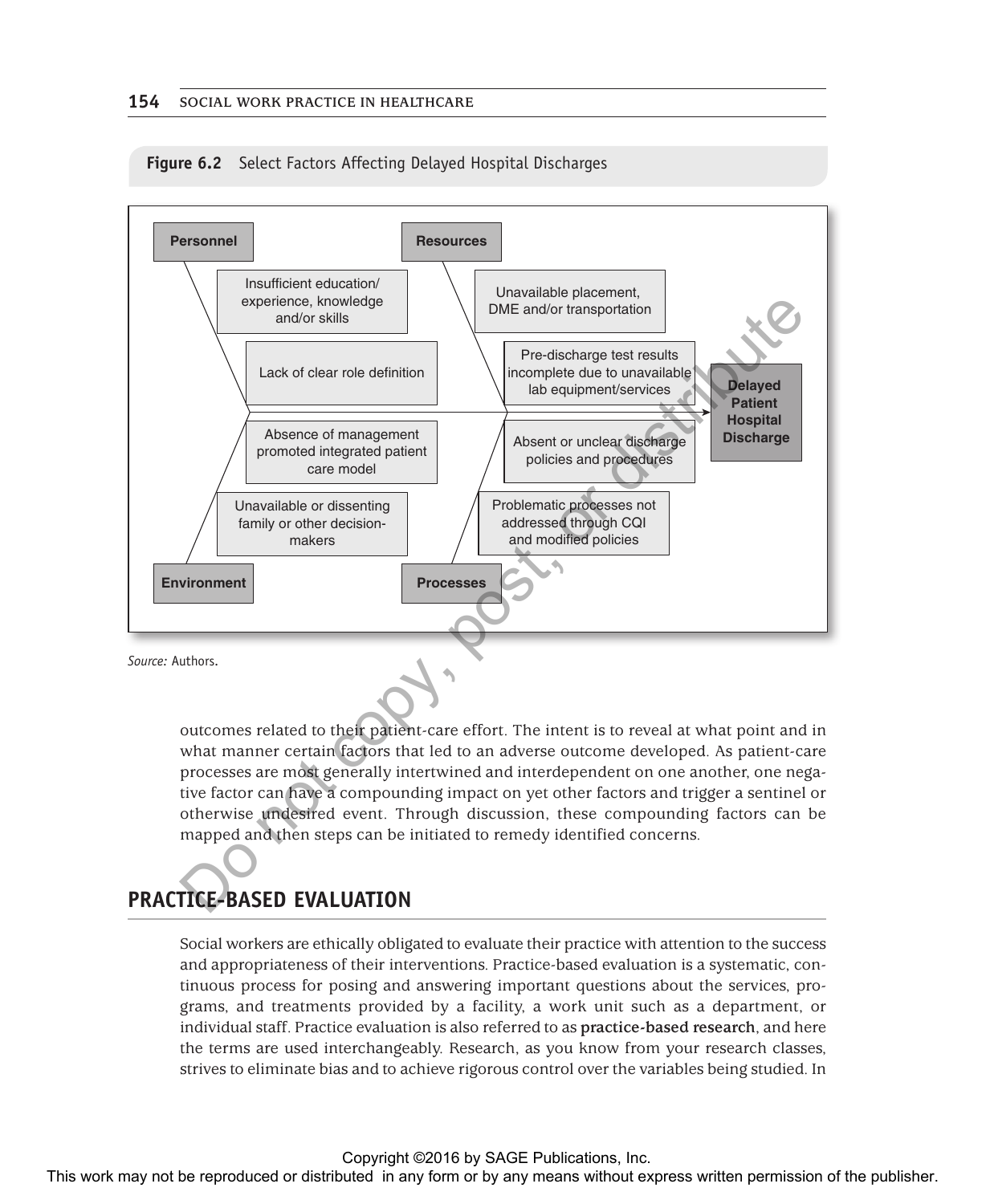**Figure 6.2** Select Factors Affecting Delayed Hospital Discharges

**Personnel**
- Insufficient education/experience, knowledge and/or skills
- Lack of clear role definition

**Resources**
- Unavailable placement, DME and/or transportation
- Pre-discharge test results incomplete due to unavailable lab equipment/services

**Environment**
- Absence of management promoted integrated patient care model
- Unavailable or dissenting family or other decision-makers

**Processes**
- Absent or unclear discharge policies and procedures
- Problematic processes not addressed through CQI and modified policies

→ **Delayed Patient Hospital Discharge**

*Source:* Authors.

outcomes related to their patient-care effort. The intent is to reveal at what point and in what manner certain factors that led to an adverse outcome developed. As patient-care processes are most generally intertwined and interdependent on one another, one negative factor can have a compounding impact on yet other factors and trigger a sentinel or otherwise undesired event. Through discussion, these compounding factors can be mapped and then steps can be initiated to remedy identified concerns.

## PRACTICE-BASED EVALUATION

Social workers are ethically obligated to evaluate their practice with attention to the success and appropriateness of their interventions. Practice-based evaluation is a systematic, continuous process for posing and answering important questions about the services, programs, and treatments provided by a facility, a work unit such as a department, or individual staff. Practice evaluation is also referred to as **practice-based research**, and here the terms are used interchangeably. Research, as you know from your research classes, strives to eliminate bias and to achieve rigorous control over the variables being studied. In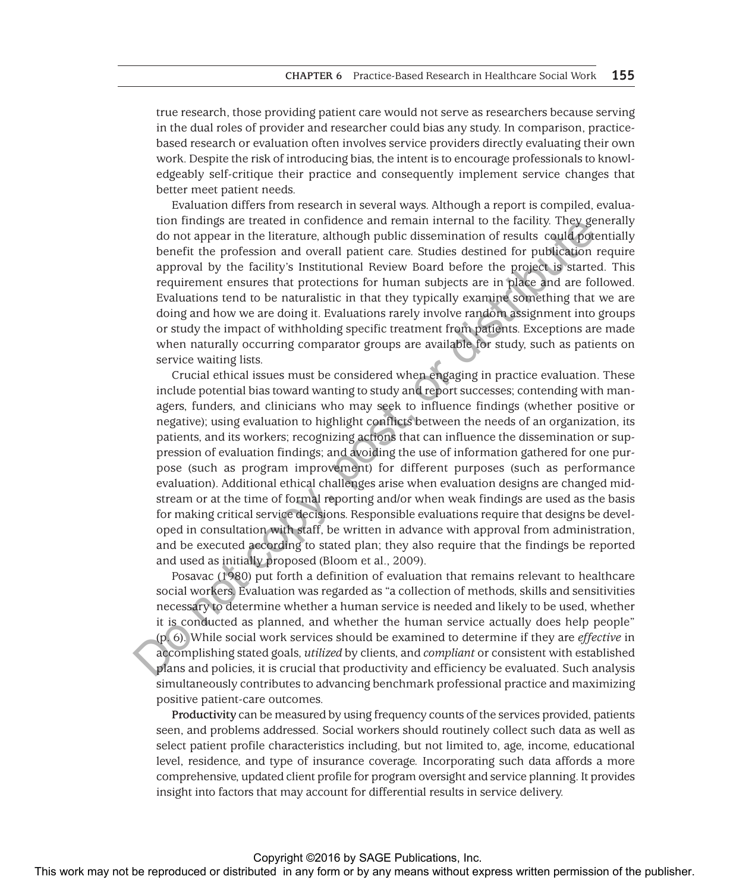true research, those providing patient care would not serve as researchers because serving in the dual roles of provider and researcher could bias any study. In comparison, practice-based research or evaluation often involves service providers directly evaluating their own work. Despite the risk of introducing bias, the intent is to encourage professionals to knowledgeably self-critique their practice and consequently implement service changes that better meet patient needs.

Evaluation differs from research in several ways. Although a report is compiled, evaluation findings are treated in confidence and remain internal to the facility. They generally do not appear in the literature, although public dissemination of results could potentially benefit the profession and overall patient care. Studies destined for publication require approval by the facility's Institutional Review Board before the project is started. This requirement ensures that protections for human subjects are in place and are followed. Evaluations tend to be naturalistic in that they typically examine something that we are doing and how we are doing it. Evaluations rarely involve random assignment into groups or study the impact of withholding specific treatment from patients. Exceptions are made when naturally occurring comparator groups are available for study, such as patients on service waiting lists.

Crucial ethical issues must be considered when engaging in practice evaluation. These include potential bias toward wanting to study and report successes; contending with managers, funders, and clinicians who may seek to influence findings (whether positive or negative); using evaluation to highlight conflicts between the needs of an organization, its patients, and its workers; recognizing actions that can influence the dissemination or suppression of evaluation findings; and avoiding the use of information gathered for one purpose (such as program improvement) for different purposes (such as performance evaluation). Additional ethical challenges arise when evaluation designs are changed midstream or at the time of formal reporting and/or when weak findings are used as the basis for making critical service decisions. Responsible evaluations require that designs be developed in consultation with staff, be written in advance with approval from administration, and be executed according to stated plan; they also require that the findings be reported and used as initially proposed (Bloom et al., 2009).

Posavac (1980) put forth a definition of evaluation that remains relevant to healthcare social workers. Evaluation was regarded as "a collection of methods, skills and sensitivities necessary to determine whether a human service is needed and likely to be used, whether it is conducted as planned, and whether the human service actually does help people" (p. 6). While social work services should be examined to determine if they are *effective* in accomplishing stated goals, *utilized* by clients, and *compliant* or consistent with established plans and policies, it is crucial that productivity and efficiency be evaluated. Such analysis simultaneously contributes to advancing benchmark professional practice and maximizing positive patient-care outcomes.

**Productivity** can be measured by using frequency counts of the services provided, patients seen, and problems addressed. Social workers should routinely collect such data as well as select patient profile characteristics including, but not limited to, age, income, educational level, residence, and type of insurance coverage. Incorporating such data affords a more comprehensive, updated client profile for program oversight and service planning. It provides insight into factors that may account for differential results in service delivery.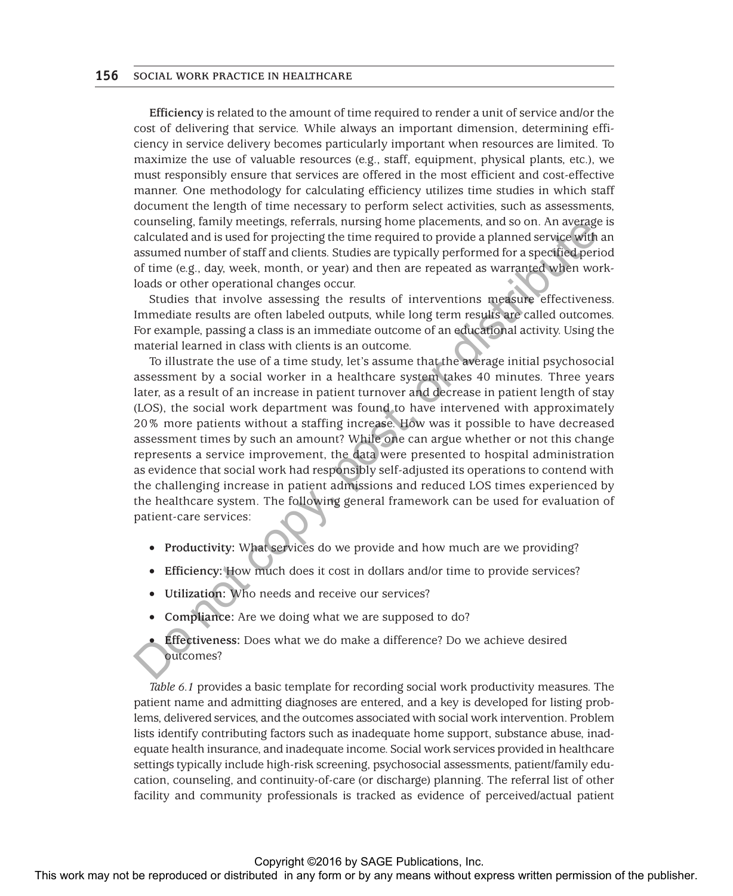**Efficiency** is related to the amount of time required to render a unit of service and/or the cost of delivering that service. While always an important dimension, determining efficiency in service delivery becomes particularly important when resources are limited. To maximize the use of valuable resources (e.g., staff, equipment, physical plants, etc.), we must responsibly ensure that services are offered in the most efficient and cost-effective manner. One methodology for calculating efficiency utilizes time studies in which staff document the length of time necessary to perform select activities, such as assessments, counseling, family meetings, referrals, nursing home placements, and so on. An average is calculated and is used for projecting the time required to provide a planned service with an assumed number of staff and clients. Studies are typically performed for a specified period of time (e.g., day, week, month, or year) and then are repeated as warranted when workloads or other operational changes occur.

Studies that involve assessing the results of interventions measure effectiveness. Immediate results are often labeled outputs, while long term results are called outcomes. For example, passing a class is an immediate outcome of an educational activity. Using the material learned in class with clients is an outcome.

To illustrate the use of a time study, let's assume that the average initial psychosocial assessment by a social worker in a healthcare system takes 40 minutes. Three years later, as a result of an increase in patient turnover and decrease in patient length of stay (LOS), the social work department was found to have intervened with approximately 20% more patients without a staffing increase. How was it possible to have decreased assessment times by such an amount? While one can argue whether or not this change represents a service improvement, the data were presented to hospital administration as evidence that social work had responsibly self-adjusted its operations to contend with the challenging increase in patient admissions and reduced LOS times experienced by the healthcare system. The following general framework can be used for evaluation of patient-care services:

- **Productivity:** What services do we provide and how much are we providing?
- **Efficiency:** How much does it cost in dollars and/or time to provide services?
- **Utilization:** Who needs and receive our services?
- **Compliance:** Are we doing what we are supposed to do?
- **Effectiveness:** Does what we do make a difference? Do we achieve desired outcomes?

*Table 6.1* provides a basic template for recording social work productivity measures. The patient name and admitting diagnoses are entered, and a key is developed for listing problems, delivered services, and the outcomes associated with social work intervention. Problem lists identify contributing factors such as inadequate home support, substance abuse, inadequate health insurance, and inadequate income. Social work services provided in healthcare settings typically include high-risk screening, psychosocial assessments, patient/family education, counseling, and continuity-of-care (or discharge) planning. The referral list of other facility and community professionals is tracked as evidence of perceived/actual patient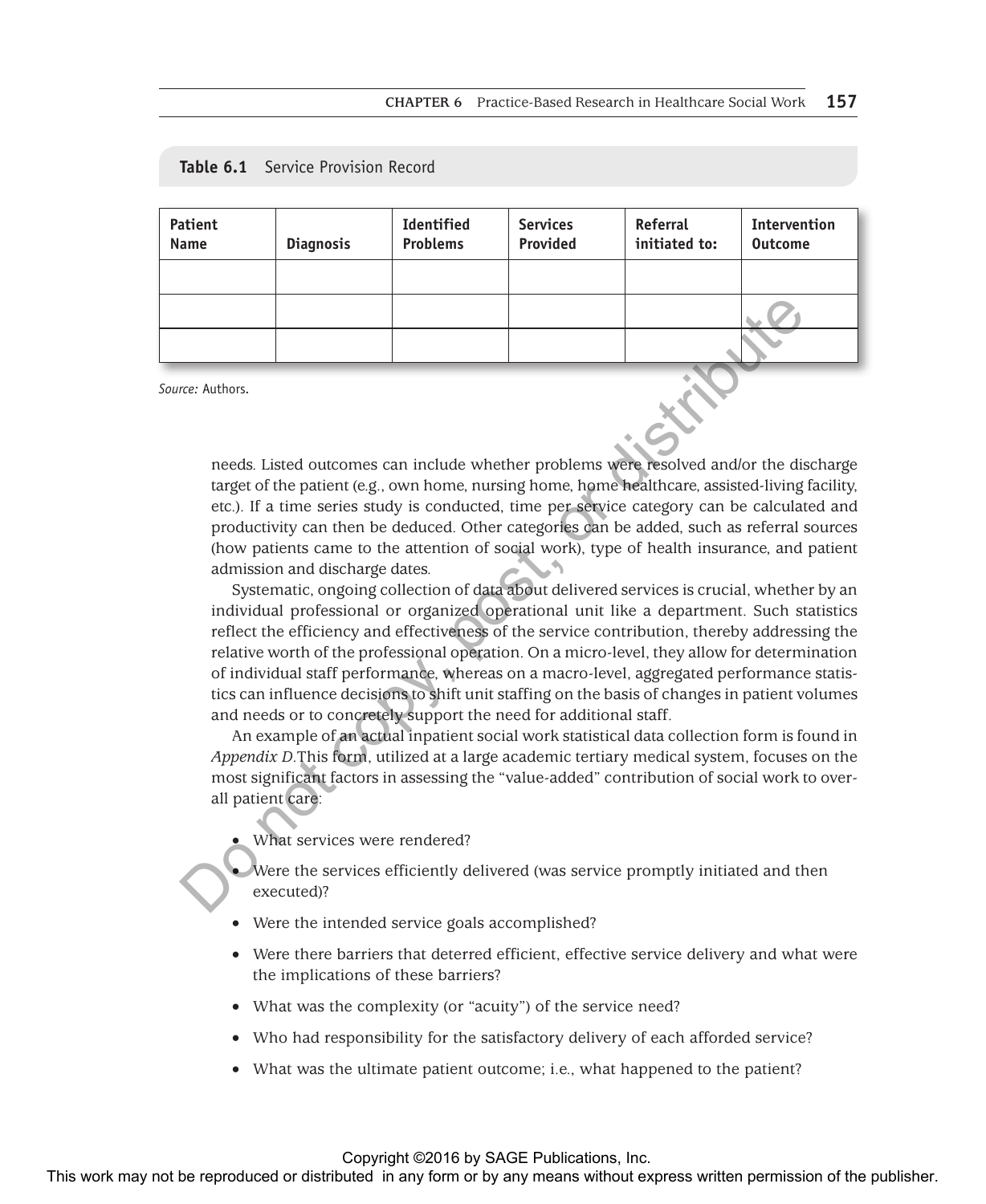**Table 6.1** Service Provision Record

| Patient Name | Diagnosis | Identified Problems | Services Provided | Referral initiated to: | Intervention Outcome |
|---|---|---|---|---|---|
| | | | | | |
| | | | | | |
| | | | | | |

*Source:* Authors.

needs. Listed outcomes can include whether problems were resolved and/or the discharge target of the patient (e.g., own home, nursing home, home healthcare, assisted-living facility, etc.). If a time series study is conducted, time per service category can be calculated and productivity can then be deduced. Other categories can be added, such as referral sources (how patients came to the attention of social work), type of health insurance, and patient admission and discharge dates.

Systematic, ongoing collection of data about delivered services is crucial, whether by an individual professional or organized operational unit like a department. Such statistics reflect the efficiency and effectiveness of the service contribution, thereby addressing the relative worth of the professional operation. On a micro-level, they allow for determination of individual staff performance, whereas on a macro-level, aggregated performance statistics can influence decisions to shift unit staffing on the basis of changes in patient volumes and needs or to concretely support the need for additional staff.

An example of an actual inpatient social work statistical data collection form is found in *Appendix D*.This form, utilized at a large academic tertiary medical system, focuses on the most significant factors in assessing the "value-added" contribution of social work to overall patient care:

- What services were rendered?
- Were the services efficiently delivered (was service promptly initiated and then executed)?
- Were the intended service goals accomplished?
- Were there barriers that deterred efficient, effective service delivery and what were the implications of these barriers?
- What was the complexity (or "acuity") of the service need?
- Who had responsibility for the satisfactory delivery of each afforded service?
- What was the ultimate patient outcome; i.e., what happened to the patient?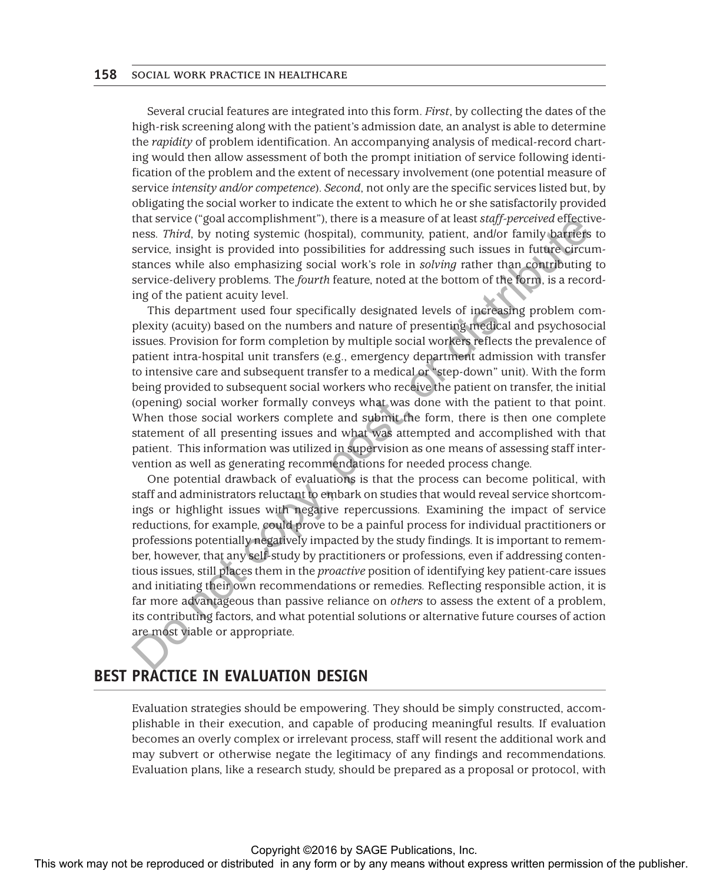Several crucial features are integrated into this form. *First*, by collecting the dates of the high-risk screening along with the patient's admission date, an analyst is able to determine the *rapidity* of problem identification. An accompanying analysis of medical-record charting would then allow assessment of both the prompt initiation of service following identification of the problem and the extent of necessary involvement (one potential measure of service *intensity and/or competence*). *Second*, not only are the specific services listed but, by obligating the social worker to indicate the extent to which he or she satisfactorily provided that service ("goal accomplishment"), there is a measure of at least *staff-perceived* effectiveness. *Third*, by noting systemic (hospital), community, patient, and/or family barriers to service, insight is provided into possibilities for addressing such issues in future circumstances while also emphasizing social work's role in *solving* rather than contributing to service-delivery problems. The *fourth* feature, noted at the bottom of the form, is a recording of the patient acuity level.

This department used four specifically designated levels of increasing problem complexity (acuity) based on the numbers and nature of presenting medical and psychosocial issues. Provision for form completion by multiple social workers reflects the prevalence of patient intra-hospital unit transfers (e.g., emergency department admission with transfer to intensive care and subsequent transfer to a medical or "step-down" unit). With the form being provided to subsequent social workers who receive the patient on transfer, the initial (opening) social worker formally conveys what was done with the patient to that point. When those social workers complete and submit the form, there is then one complete statement of all presenting issues and what was attempted and accomplished with that patient. This information was utilized in supervision as one means of assessing staff intervention as well as generating recommendations for needed process change.

One potential drawback of evaluations is that the process can become political, with staff and administrators reluctant to embark on studies that would reveal service shortcomings or highlight issues with negative repercussions. Examining the impact of service reductions, for example, could prove to be a painful process for individual practitioners or professions potentially negatively impacted by the study findings. It is important to remember, however, that any self-study by practitioners or professions, even if addressing contentious issues, still places them in the *proactive* position of identifying key patient-care issues and initiating their own recommendations or remedies. Reflecting responsible action, it is far more advantageous than passive reliance on *others* to assess the extent of a problem, its contributing factors, and what potential solutions or alternative future courses of action are most viable or appropriate.

## BEST PRACTICE IN EVALUATION DESIGN

Evaluation strategies should be empowering. They should be simply constructed, accomplishable in their execution, and capable of producing meaningful results. If evaluation becomes an overly complex or irrelevant process, staff will resent the additional work and may subvert or otherwise negate the legitimacy of any findings and recommendations. Evaluation plans, like a research study, should be prepared as a proposal or protocol, with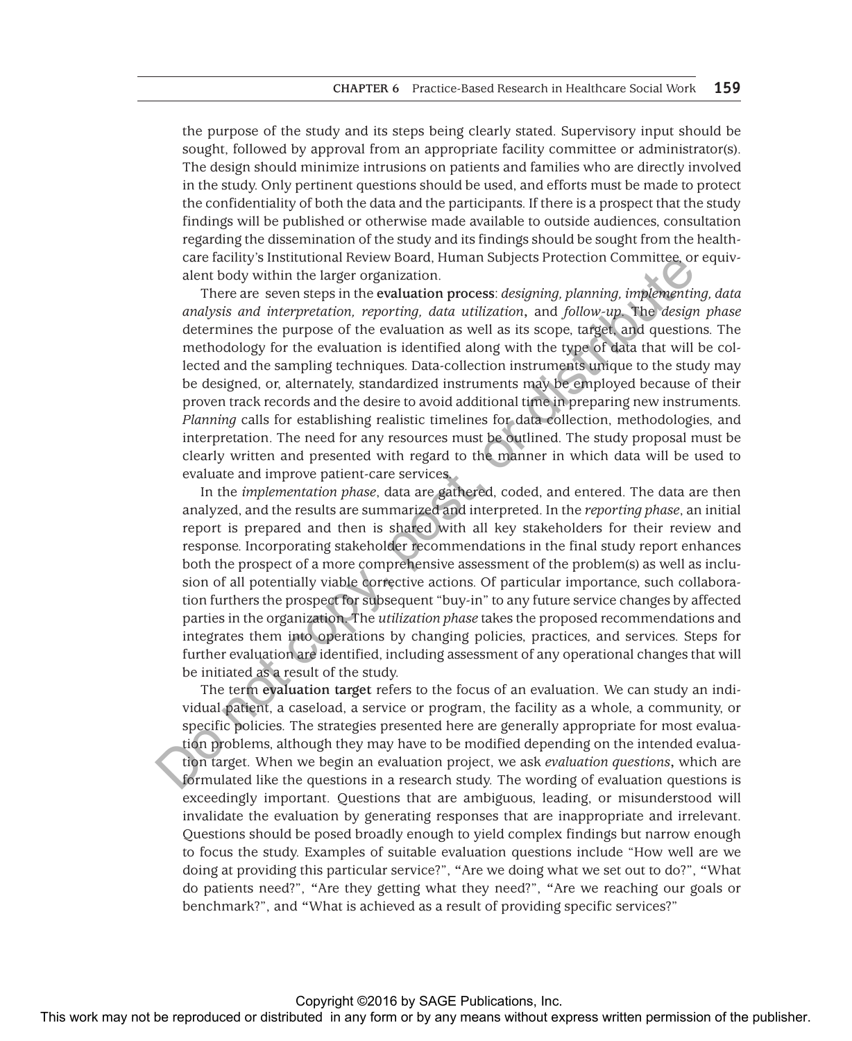the purpose of the study and its steps being clearly stated. Supervisory input should be sought, followed by approval from an appropriate facility committee or administrator(s). The design should minimize intrusions on patients and families who are directly involved in the study. Only pertinent questions should be used, and efforts must be made to protect the confidentiality of both the data and the participants. If there is a prospect that the study findings will be published or otherwise made available to outside audiences, consultation regarding the dissemination of the study and its findings should be sought from the healthcare facility's Institutional Review Board, Human Subjects Protection Committee, or equivalent body within the larger organization.

There are seven steps in the **evaluation process**: *designing, planning, implementing, data analysis and interpretation, reporting, data utilization*, and *follow-up*. The *design phase* determines the purpose of the evaluation as well as its scope, target, and questions. The methodology for the evaluation is identified along with the type of data that will be collected and the sampling techniques. Data-collection instruments unique to the study may be designed, or, alternately, standardized instruments may be employed because of their proven track records and the desire to avoid additional time in preparing new instruments. *Planning* calls for establishing realistic timelines for data collection, methodologies, and interpretation. The need for any resources must be outlined. The study proposal must be clearly written and presented with regard to the manner in which data will be used to evaluate and improve patient-care services.

In the *implementation phase*, data are gathered, coded, and entered. The data are then analyzed, and the results are summarized and interpreted. In the *reporting phase*, an initial report is prepared and then is shared with all key stakeholders for their review and response. Incorporating stakeholder recommendations in the final study report enhances both the prospect of a more comprehensive assessment of the problem(s) as well as inclusion of all potentially viable corrective actions. Of particular importance, such collaboration furthers the prospect for subsequent "buy-in" to any future service changes by affected parties in the organization. The *utilization phase* takes the proposed recommendations and integrates them into operations by changing policies, practices, and services. Steps for further evaluation are identified, including assessment of any operational changes that will be initiated as a result of the study.

The term **evaluation target** refers to the focus of an evaluation. We can study an individual patient, a caseload, a service or program, the facility as a whole, a community, or specific policies. The strategies presented here are generally appropriate for most evaluation problems, although they may have to be modified depending on the intended evaluation target. When we begin an evaluation project, we ask *evaluation questions*, which are formulated like the questions in a research study. The wording of evaluation questions is exceedingly important. Questions that are ambiguous, leading, or misunderstood will invalidate the evaluation by generating responses that are inappropriate and irrelevant. Questions should be posed broadly enough to yield complex findings but narrow enough to focus the study. Examples of suitable evaluation questions include "How well are we doing at providing this particular service?", "Are we doing what we set out to do?", "What do patients need?", "Are they getting what they need?", "Are we reaching our goals or benchmark?", and "What is achieved as a result of providing specific services?"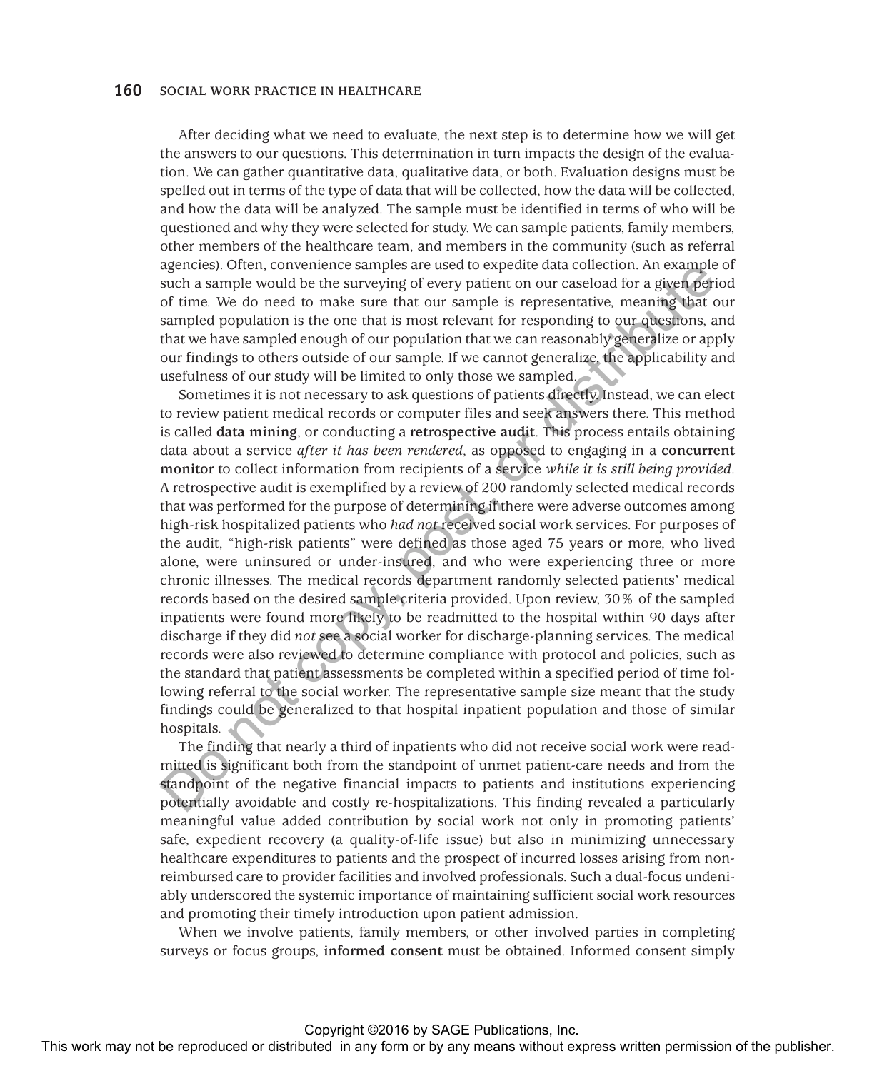After deciding what we need to evaluate, the next step is to determine how we will get the answers to our questions. This determination in turn impacts the design of the evaluation. We can gather quantitative data, qualitative data, or both. Evaluation designs must be spelled out in terms of the type of data that will be collected, how the data will be collected, and how the data will be analyzed. The sample must be identified in terms of who will be questioned and why they were selected for study. We can sample patients, family members, other members of the healthcare team, and members in the community (such as referral agencies). Often, convenience samples are used to expedite data collection. An example of such a sample would be the surveying of every patient on our caseload for a given period of time. We do need to make sure that our sample is representative, meaning that our sampled population is the one that is most relevant for responding to our questions, and that we have sampled enough of our population that we can reasonably generalize or apply our findings to others outside of our sample. If we cannot generalize, the applicability and usefulness of our study will be limited to only those we sampled.

Sometimes it is not necessary to ask questions of patients directly. Instead, we can elect to review patient medical records or computer files and seek answers there. This method is called **data mining**, or conducting a **retrospective audit**. This process entails obtaining data about a service *after it has been rendered*, as opposed to engaging in a **concurrent monitor** to collect information from recipients of a service *while it is still being provided*. A retrospective audit is exemplified by a review of 200 randomly selected medical records that was performed for the purpose of determining if there were adverse outcomes among high-risk hospitalized patients who *had not* received social work services. For purposes of the audit, "high-risk patients" were defined as those aged 75 years or more, who lived alone, were uninsured or under-insured, and who were experiencing three or more chronic illnesses. The medical records department randomly selected patients' medical records based on the desired sample criteria provided. Upon review, 30% of the sampled inpatients were found more likely to be readmitted to the hospital within 90 days after discharge if they did *not* see a social worker for discharge-planning services. The medical records were also reviewed to determine compliance with protocol and policies, such as the standard that patient assessments be completed within a specified period of time following referral to the social worker. The representative sample size meant that the study findings could be generalized to that hospital inpatient population and those of similar hospitals.

The finding that nearly a third of inpatients who did not receive social work were readmitted is significant both from the standpoint of unmet patient-care needs and from the standpoint of the negative financial impacts to patients and institutions experiencing potentially avoidable and costly re-hospitalizations. This finding revealed a particularly meaningful value added contribution by social work not only in promoting patients' safe, expedient recovery (a quality-of-life issue) but also in minimizing unnecessary healthcare expenditures to patients and the prospect of incurred losses arising from non-reimbursed care to provider facilities and involved professionals. Such a dual-focus undeniably underscored the systemic importance of maintaining sufficient social work resources and promoting their timely introduction upon patient admission.

When we involve patients, family members, or other involved parties in completing surveys or focus groups, **informed consent** must be obtained. Informed consent simply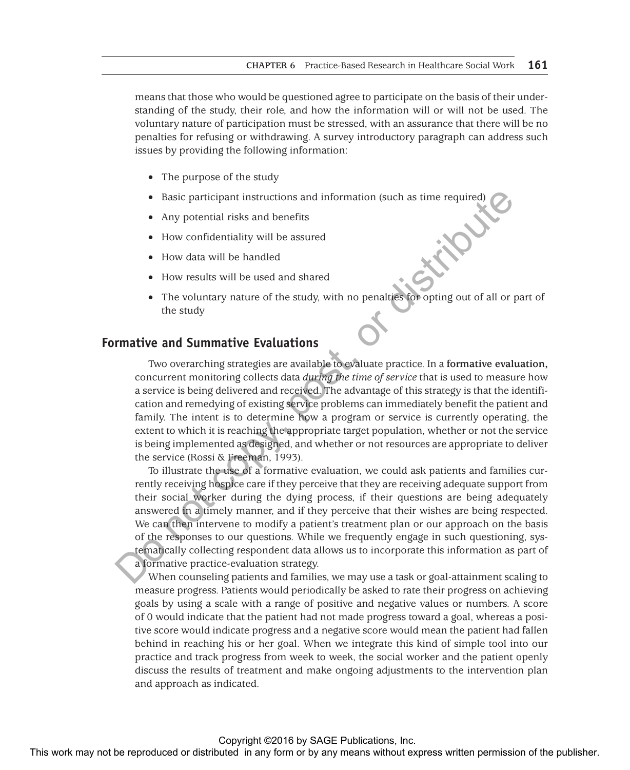means that those who would be questioned agree to participate on the basis of their understanding of the study, their role, and how the information will or will not be used. The voluntary nature of participation must be stressed, with an assurance that there will be no penalties for refusing or withdrawing. A survey introductory paragraph can address such issues by providing the following information:

- The purpose of the study
- Basic participant instructions and information (such as time required)
- Any potential risks and benefits
- How confidentiality will be assured
- How data will be handled
- How results will be used and shared
- The voluntary nature of the study, with no penalties for opting out of all or part of the study

## Formative and Summative Evaluations

Two overarching strategies are available to evaluate practice. In a **formative evaluation,** concurrent monitoring collects data *during the time of service* that is used to measure how a service is being delivered and received. The advantage of this strategy is that the identification and remedying of existing service problems can immediately benefit the patient and family. The intent is to determine how a program or service is currently operating, the extent to which it is reaching the appropriate target population, whether or not the service is being implemented as designed, and whether or not resources are appropriate to deliver the service (Rossi & Freeman, 1993).

To illustrate the use of a formative evaluation, we could ask patients and families currently receiving hospice care if they perceive that they are receiving adequate support from their social worker during the dying process, if their questions are being adequately answered in a timely manner, and if they perceive that their wishes are being respected. We can then intervene to modify a patient's treatment plan or our approach on the basis of the responses to our questions. While we frequently engage in such questioning, systematically collecting respondent data allows us to incorporate this information as part of a formative practice-evaluation strategy.

When counseling patients and families, we may use a task or goal-attainment scaling to measure progress. Patients would periodically be asked to rate their progress on achieving goals by using a scale with a range of positive and negative values or numbers. A score of 0 would indicate that the patient had not made progress toward a goal, whereas a positive score would indicate progress and a negative score would mean the patient had fallen behind in reaching his or her goal. When we integrate this kind of simple tool into our practice and track progress from week to week, the social worker and the patient openly discuss the results of treatment and make ongoing adjustments to the intervention plan and approach as indicated.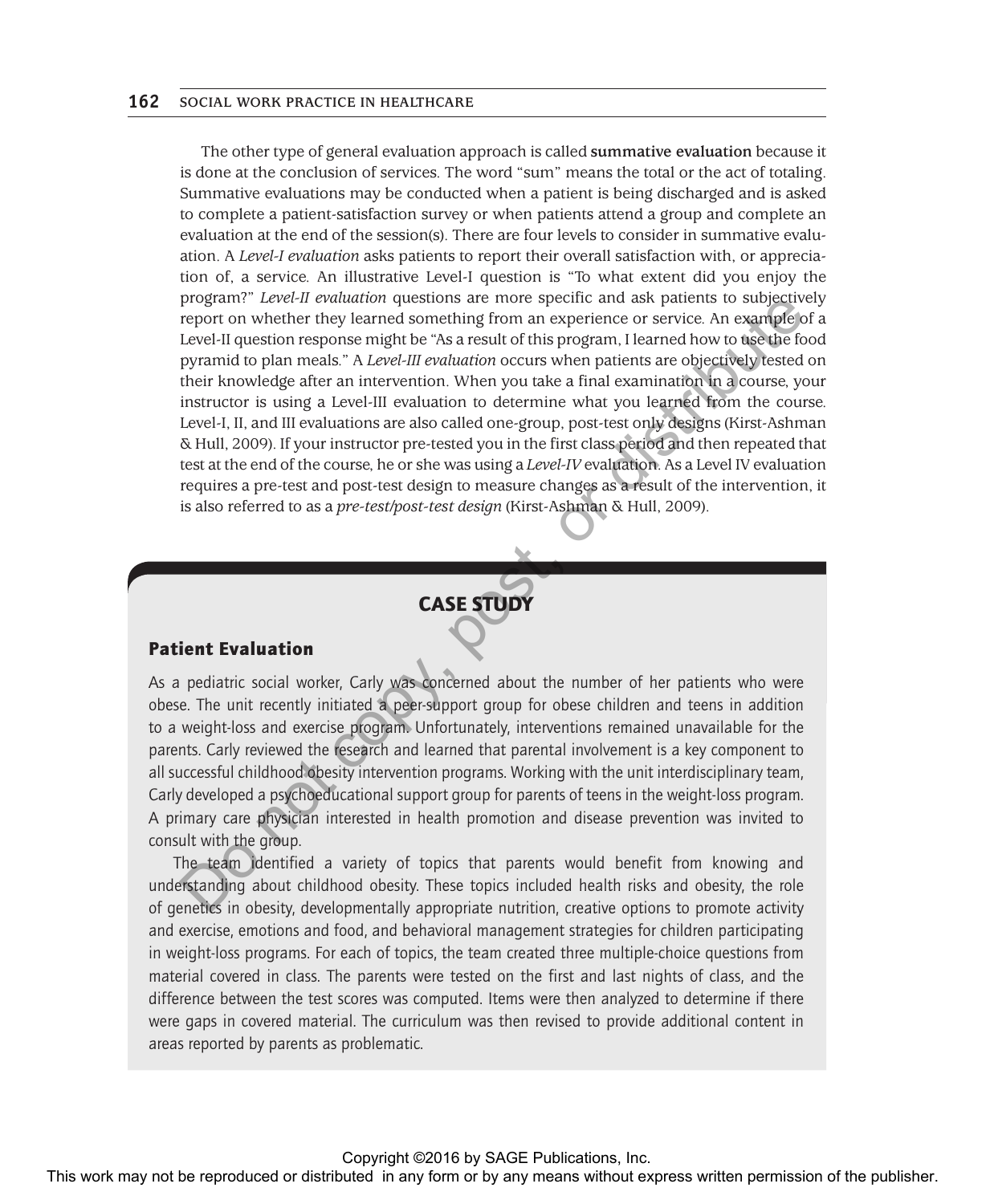The other type of general evaluation approach is called **summative evaluation** because it is done at the conclusion of services. The word "sum" means the total or the act of totaling. Summative evaluations may be conducted when a patient is being discharged and is asked to complete a patient-satisfaction survey or when patients attend a group and complete an evaluation at the end of the session(s). There are four levels to consider in summative evaluation. A *Level-I evaluation* asks patients to report their overall satisfaction with, or appreciation of, a service. An illustrative Level-I question is "To what extent did you enjoy the program?" *Level-II evaluation* questions are more specific and ask patients to subjectively report on whether they learned something from an experience or service. An example of a Level-II question response might be "As a result of this program, I learned how to use the food pyramid to plan meals." A *Level-III evaluation* occurs when patients are objectively tested on their knowledge after an intervention. When you take a final examination in a course, your instructor is using a Level-III evaluation to determine what you learned from the course. Level-I, II, and III evaluations are also called one-group, post-test only designs (Kirst-Ashman & Hull, 2009). If your instructor pre-tested you in the first class period and then repeated that test at the end of the course, he or she was using a *Level-IV* evaluation. As a Level IV evaluation requires a pre-test and post-test design to measure changes as a result of the intervention, it is also referred to as a *pre-test/post-test design* (Kirst-Ashman & Hull, 2009).

## CASE STUDY

### Patient Evaluation

As a pediatric social worker, Carly was concerned about the number of her patients who were obese. The unit recently initiated a peer-support group for obese children and teens in addition to a weight-loss and exercise program. Unfortunately, interventions remained unavailable for the parents. Carly reviewed the research and learned that parental involvement is a key component to all successful childhood obesity intervention programs. Working with the unit interdisciplinary team, Carly developed a psychoeducational support group for parents of teens in the weight-loss program. A primary care physician interested in health promotion and disease prevention was invited to consult with the group.

The team identified a variety of topics that parents would benefit from knowing and understanding about childhood obesity. These topics included health risks and obesity, the role of genetics in obesity, developmentally appropriate nutrition, creative options to promote activity and exercise, emotions and food, and behavioral management strategies for children participating in weight-loss programs. For each of topics, the team created three multiple-choice questions from material covered in class. The parents were tested on the first and last nights of class, and the difference between the test scores was computed. Items were then analyzed to determine if there were gaps in covered material. The curriculum was then revised to provide additional content in areas reported by parents as problematic.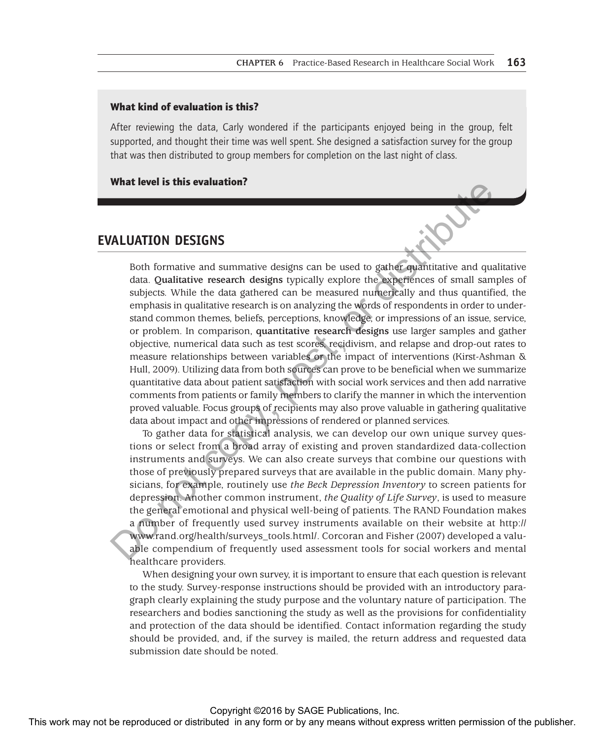**What kind of evaluation is this?**

After reviewing the data, Carly wondered if the participants enjoyed being in the group, felt supported, and thought their time was well spent. She designed a satisfaction survey for the group that was then distributed to group members for completion on the last night of class.

**What level is this evaluation?**

## EVALUATION DESIGNS

Both formative and summative designs can be used to gather quantitative and qualitative data. **Qualitative research designs** typically explore the experiences of small samples of subjects. While the data gathered can be measured numerically and thus quantified, the emphasis in qualitative research is on analyzing the words of respondents in order to understand common themes, beliefs, perceptions, knowledge, or impressions of an issue, service, or problem. In comparison, **quantitative research designs** use larger samples and gather objective, numerical data such as test scores, recidivism, and relapse and drop-out rates to measure relationships between variables or the impact of interventions (Kirst-Ashman & Hull, 2009). Utilizing data from both sources can prove to be beneficial when we summarize quantitative data about patient satisfaction with social work services and then add narrative comments from patients or family members to clarify the manner in which the intervention proved valuable. Focus groups of recipients may also prove valuable in gathering qualitative data about impact and other impressions of rendered or planned services.

To gather data for statistical analysis, we can develop our own unique survey questions or select from a broad array of existing and proven standardized data-collection instruments and surveys. We can also create surveys that combine our questions with those of previously prepared surveys that are available in the public domain. Many physicians, for example, routinely use *the Beck Depression Inventory* to screen patients for depression. Another common instrument, *the Quality of Life Survey*, is used to measure the general emotional and physical well-being of patients. The RAND Foundation makes a number of frequently used survey instruments available on their website at http://www.rand.org/health/surveys_tools.html/. Corcoran and Fisher (2007) developed a valuable compendium of frequently used assessment tools for social workers and mental healthcare providers.

When designing your own survey, it is important to ensure that each question is relevant to the study. Survey-response instructions should be provided with an introductory paragraph clearly explaining the study purpose and the voluntary nature of participation. The researchers and bodies sanctioning the study as well as the provisions for confidentiality and protection of the data should be identified. Contact information regarding the study should be provided, and, if the survey is mailed, the return address and requested data submission date should be noted.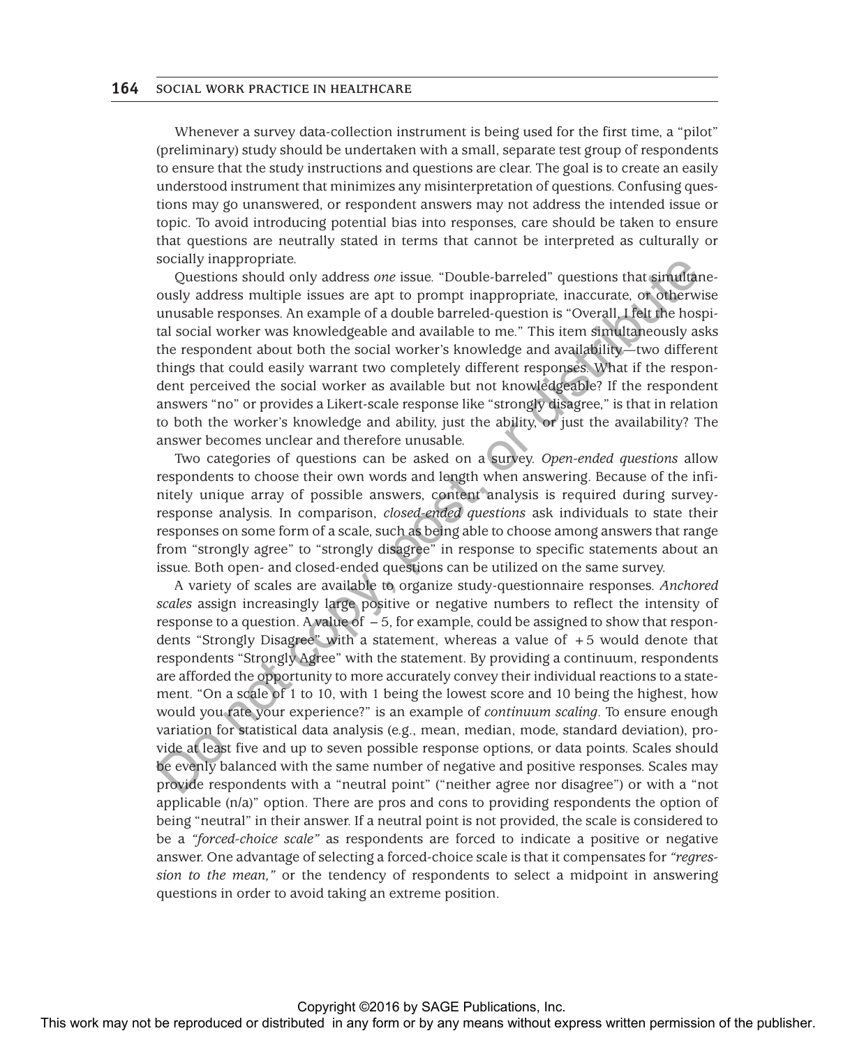Whenever a survey data-collection instrument is being used for the first time, a "pilot" (preliminary) study should be undertaken with a small, separate test group of respondents to ensure that the study instructions and questions are clear. The goal is to create an easily understood instrument that minimizes any misinterpretation of questions. Confusing questions may go unanswered, or respondent answers may not address the intended issue or topic. To avoid introducing potential bias into responses, care should be taken to ensure that questions are neutrally stated in terms that cannot be interpreted as culturally or socially inappropriate.

Questions should only address *one* issue. "Double-barreled" questions that simultaneously address multiple issues are apt to prompt inappropriate, inaccurate, or otherwise unusable responses. An example of a double barreled-question is "Overall, I felt the hospital social worker was knowledgeable and available to me." This item simultaneously asks the respondent about both the social worker's knowledge and availability—two different things that could easily warrant two completely different responses. What if the respondent perceived the social worker as available but not knowledgeable? If the respondent answers "no" or provides a Likert-scale response like "strongly disagree," is that in relation to both the worker's knowledge and ability, just the ability, or just the availability? The answer becomes unclear and therefore unusable.

Two categories of questions can be asked on a survey. *Open-ended questions* allow respondents to choose their own words and length when answering. Because of the infinitely unique array of possible answers, content analysis is required during survey-response analysis. In comparison, *closed-ended questions* ask individuals to state their responses on some form of a scale, such as being able to choose among answers that range from "strongly agree" to "strongly disagree" in response to specific statements about an issue. Both open- and closed-ended questions can be utilized on the same survey.

A variety of scales are available to organize study-questionnaire responses. *Anchored scales* assign increasingly large positive or negative numbers to reflect the intensity of response to a question. A value of $-5$, for example, could be assigned to show that respondents "Strongly Disagree" with a statement, whereas a value of $+5$ would denote that respondents "Strongly Agree" with the statement. By providing a continuum, respondents are afforded the opportunity to more accurately convey their individual reactions to a statement. "On a scale of 1 to 10, with 1 being the lowest score and 10 being the highest, how would you rate your experience?" is an example of *continuum scaling*. To ensure enough variation for statistical data analysis (e.g., mean, median, mode, standard deviation), provide at least five and up to seven possible response options, or data points. Scales should be evenly balanced with the same number of negative and positive responses. Scales may provide respondents with a "neutral point" ("neither agree nor disagree") or with a "not applicable (n/a)" option. There are pros and cons to providing respondents the option of being "neutral" in their answer. If a neutral point is not provided, the scale is considered to be a *"forced-choice scale"* as respondents are forced to indicate a positive or negative answer. One advantage of selecting a forced-choice scale is that it compensates for *"regression to the mean,"* or the tendency of respondents to select a midpoint in answering questions in order to avoid taking an extreme position.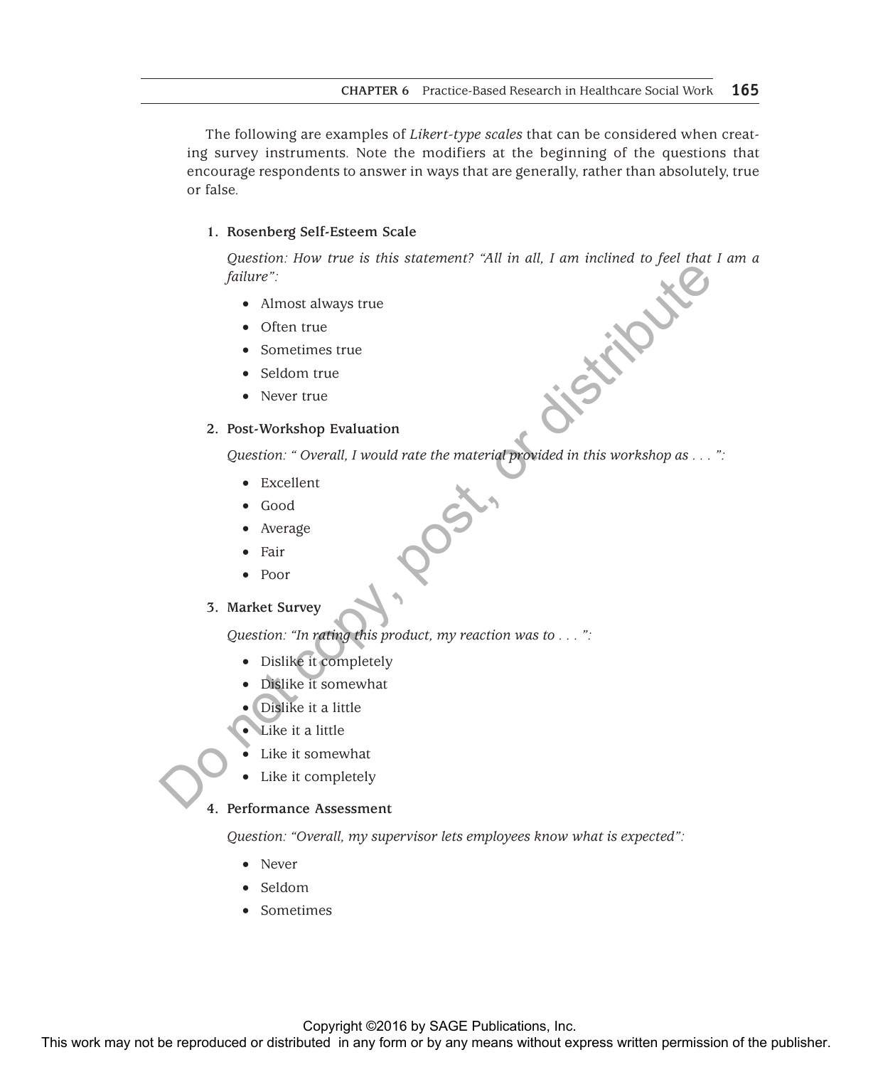The following are examples of *Likert-type scales* that can be considered when creating survey instruments. Note the modifiers at the beginning of the questions that encourage respondents to answer in ways that are generally, rather than absolutely, true or false.

1. **Rosenberg Self-Esteem Scale**

   *Question: How true is this statement? "All in all, I am inclined to feel that I am a failure":*

   - Almost always true
   - Often true
   - Sometimes true
   - Seldom true
   - Never true

2. **Post-Workshop Evaluation**

   *Question: " Overall, I would rate the material provided in this workshop as . . . ":*

   - Excellent
   - Good
   - Average
   - Fair
   - Poor

3. **Market Survey**

   *Question: "In rating this product, my reaction was to . . . ":*

   - Dislike it completely
   - Dislike it somewhat
   - Dislike it a little
   - Like it a little
   - Like it somewhat
   - Like it completely

4. **Performance Assessment**

   *Question: "Overall, my supervisor lets employees know what is expected":*

   - Never
   - Seldom
   - Sometimes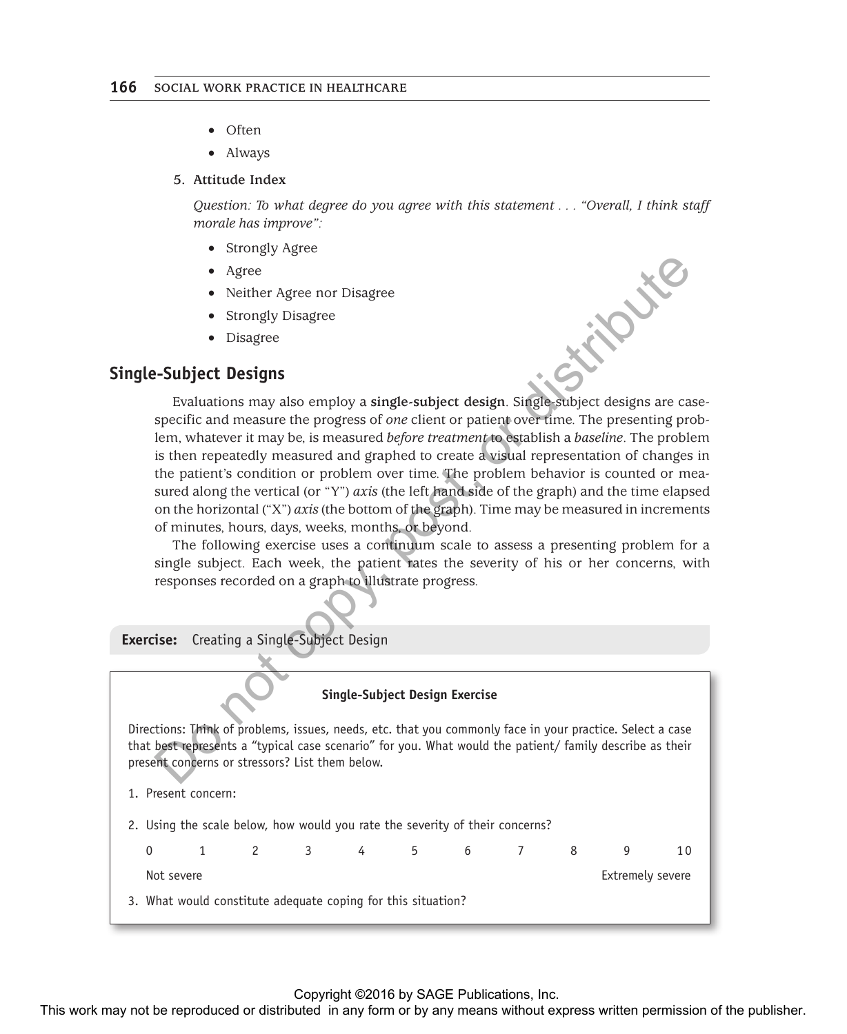- Often
- Always

5. **Attitude Index**

   *Question: To what degree do you agree with this statement . . . "Overall, I think staff morale has improve":*

   - Strongly Agree
   - Agree
   - Neither Agree nor Disagree
   - Strongly Disagree
   - Disagree

## Single-Subject Designs

Evaluations may also employ a **single-subject design**. Single-subject designs are case-specific and measure the progress of *one* client or patient over time. The presenting problem, whatever it may be, is measured *before treatment* to establish a *baseline*. The problem is then repeatedly measured and graphed to create a visual representation of changes in the patient's condition or problem over time. The problem behavior is counted or measured along the vertical (or "Y") *axis* (the left hand side of the graph) and the time elapsed on the horizontal ("X") *axis* (the bottom of the graph). Time may be measured in increments of minutes, hours, days, weeks, months, or beyond.

The following exercise uses a continuum scale to assess a presenting problem for a single subject. Each week, the patient rates the severity of his or her concerns, with responses recorded on a graph to illustrate progress.

**Exercise:** Creating a Single-Subject Design

**Single-Subject Design Exercise**

Directions: Think of problems, issues, needs, etc. that you commonly face in your practice. Select a case that best represents a "typical case scenario" for you. What would the patient/ family describe as their present concerns or stressors? List them below.

1. Present concern:
2. Using the scale below, how would you rate the severity of their concerns?

| 0 | 1 | 2 | 3 | 4 | 5 | 6 | 7 | 8 | 9 | 10 |
|---|---|---|---|---|---|---|---|---|---|---|
| Not severe | | | | | | | | | | Extremely severe |

3. What would constitute adequate coping for this situation?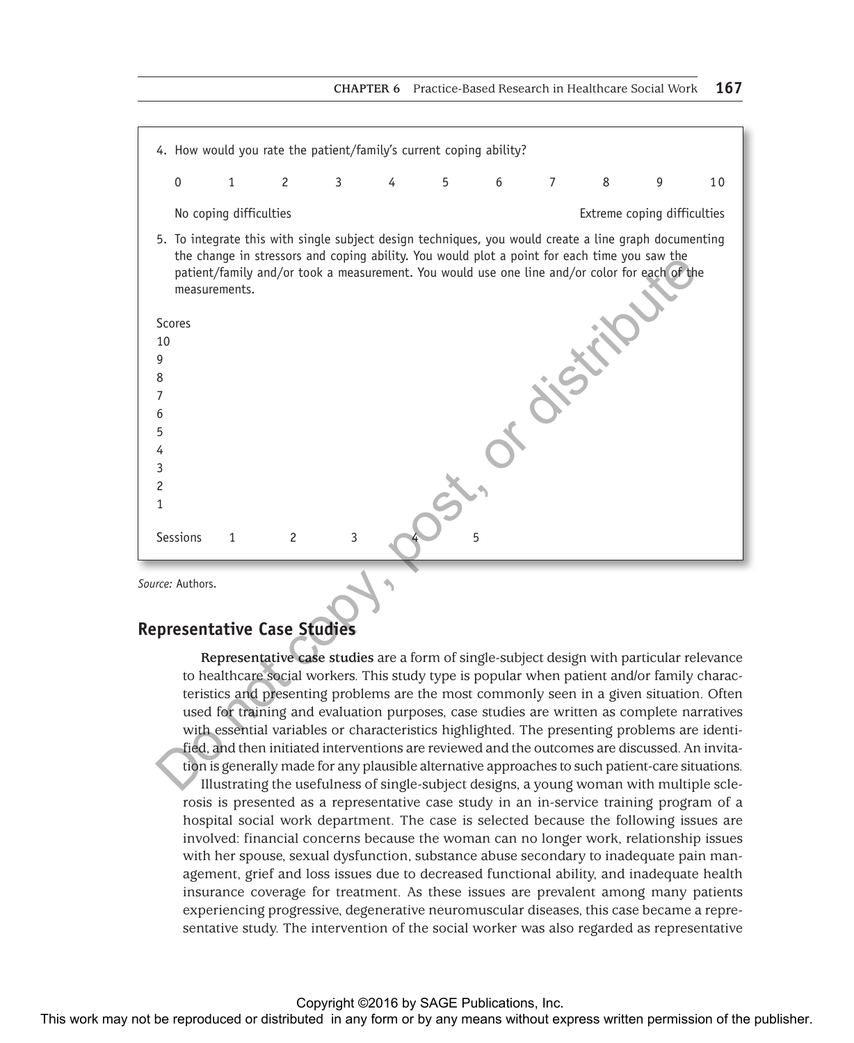4. How would you rate the patient/family's current coping ability?

| 0 | 1 | 2 | 3 | 4 | 5 | 6 | 7 | 8 | 9 | 10 |
|---|---|---|---|---|---|---|---|---|---|---|

No coping difficulties — Extreme coping difficulties

5. To integrate this with single subject design techniques, you would create a line graph documenting the change in stressors and coping ability. You would plot a point for each time you saw the patient/family and/or took a measurement. You would use one line and/or color for each of the measurements.

Scores
10
9
8
7
6
5
4
3
2
1

Sessions 1 2 3 4 5

*Source:* Authors.

## Representative Case Studies

**Representative case studies** are a form of single-subject design with particular relevance to healthcare social workers. This study type is popular when patient and/or family characteristics and presenting problems are the most commonly seen in a given situation. Often used for training and evaluation purposes, case studies are written as complete narratives with essential variables or characteristics highlighted. The presenting problems are identified, and then initiated interventions are reviewed and the outcomes are discussed. An invitation is generally made for any plausible alternative approaches to such patient-care situations.

Illustrating the usefulness of single-subject designs, a young woman with multiple sclerosis is presented as a representative case study in an in-service training program of a hospital social work department. The case is selected because the following issues are involved: financial concerns because the woman can no longer work, relationship issues with her spouse, sexual dysfunction, substance abuse secondary to inadequate pain management, grief and loss issues due to decreased functional ability, and inadequate health insurance coverage for treatment. As these issues are prevalent among many patients experiencing progressive, degenerative neuromuscular diseases, this case became a representative study. The intervention of the social worker was also regarded as representative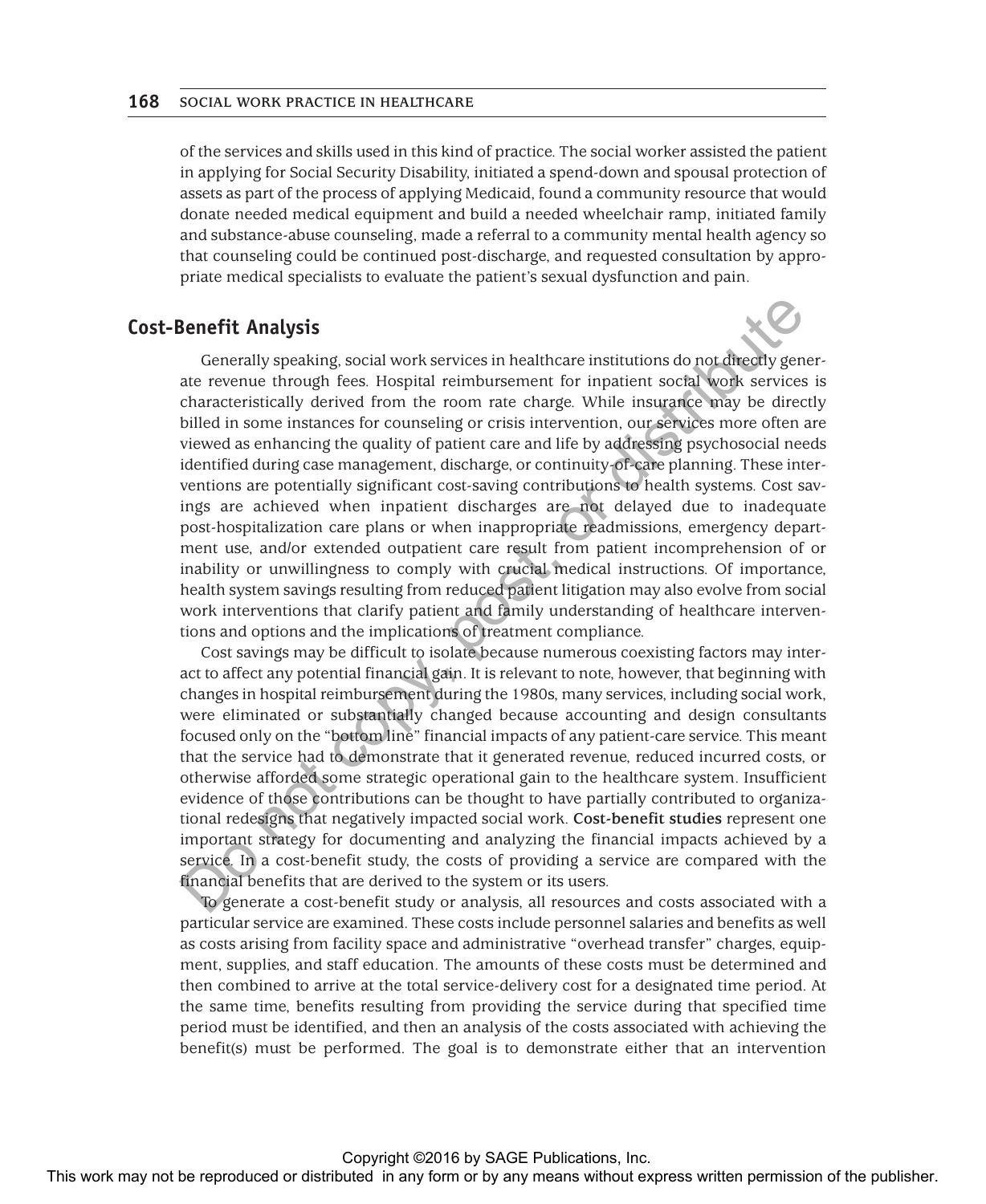of the services and skills used in this kind of practice. The social worker assisted the patient in applying for Social Security Disability, initiated a spend-down and spousal protection of assets as part of the process of applying Medicaid, found a community resource that would donate needed medical equipment and build a needed wheelchair ramp, initiated family and substance-abuse counseling, made a referral to a community mental health agency so that counseling could be continued post-discharge, and requested consultation by appropriate medical specialists to evaluate the patient's sexual dysfunction and pain.

## Cost-Benefit Analysis

Generally speaking, social work services in healthcare institutions do not directly generate revenue through fees. Hospital reimbursement for inpatient social work services is characteristically derived from the room rate charge. While insurance may be directly billed in some instances for counseling or crisis intervention, our services more often are viewed as enhancing the quality of patient care and life by addressing psychosocial needs identified during case management, discharge, or continuity-of-care planning. These interventions are potentially significant cost-saving contributions to health systems. Cost savings are achieved when inpatient discharges are not delayed due to inadequate post-hospitalization care plans or when inappropriate readmissions, emergency department use, and/or extended outpatient care result from patient incomprehension of or inability or unwillingness to comply with crucial medical instructions. Of importance, health system savings resulting from reduced patient litigation may also evolve from social work interventions that clarify patient and family understanding of healthcare interventions and options and the implications of treatment compliance.

Cost savings may be difficult to isolate because numerous coexisting factors may interact to affect any potential financial gain. It is relevant to note, however, that beginning with changes in hospital reimbursement during the 1980s, many services, including social work, were eliminated or substantially changed because accounting and design consultants focused only on the "bottom line" financial impacts of any patient-care service. This meant that the service had to demonstrate that it generated revenue, reduced incurred costs, or otherwise afforded some strategic operational gain to the healthcare system. Insufficient evidence of those contributions can be thought to have partially contributed to organizational redesigns that negatively impacted social work. **Cost-benefit studies** represent one important strategy for documenting and analyzing the financial impacts achieved by a service. In a cost-benefit study, the costs of providing a service are compared with the financial benefits that are derived to the system or its users.

To generate a cost-benefit study or analysis, all resources and costs associated with a particular service are examined. These costs include personnel salaries and benefits as well as costs arising from facility space and administrative "overhead transfer" charges, equipment, supplies, and staff education. The amounts of these costs must be determined and then combined to arrive at the total service-delivery cost for a designated time period. At the same time, benefits resulting from providing the service during that specified time period must be identified, and then an analysis of the costs associated with achieving the benefit(s) must be performed. The goal is to demonstrate either that an intervention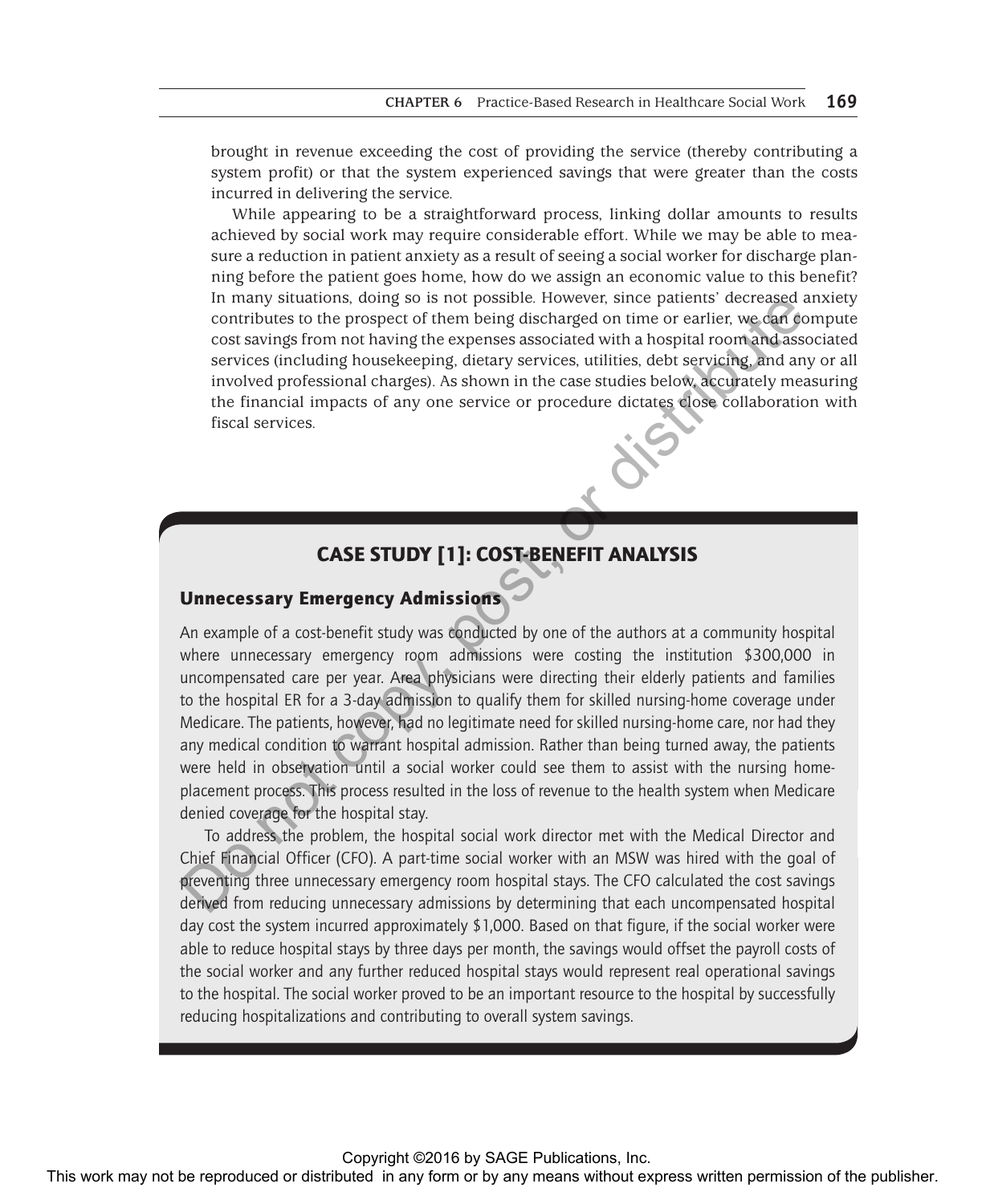brought in revenue exceeding the cost of providing the service (thereby contributing a system profit) or that the system experienced savings that were greater than the costs incurred in delivering the service.

While appearing to be a straightforward process, linking dollar amounts to results achieved by social work may require considerable effort. While we may be able to measure a reduction in patient anxiety as a result of seeing a social worker for discharge planning before the patient goes home, how do we assign an economic value to this benefit? In many situations, doing so is not possible. However, since patients' decreased anxiety contributes to the prospect of them being discharged on time or earlier, we can compute cost savings from not having the expenses associated with a hospital room and associated services (including housekeeping, dietary services, utilities, debt servicing, and any or all involved professional charges). As shown in the case studies below, accurately measuring the financial impacts of any one service or procedure dictates close collaboration with fiscal services.

## CASE STUDY [1]: COST-BENEFIT ANALYSIS

### Unnecessary Emergency Admissions

An example of a cost-benefit study was conducted by one of the authors at a community hospital where unnecessary emergency room admissions were costing the institution $300,000 in uncompensated care per year. Area physicians were directing their elderly patients and families to the hospital ER for a 3-day admission to qualify them for skilled nursing-home coverage under Medicare. The patients, however, had no legitimate need for skilled nursing-home care, nor had they any medical condition to warrant hospital admission. Rather than being turned away, the patients were held in observation until a social worker could see them to assist with the nursing home-placement process. This process resulted in the loss of revenue to the health system when Medicare denied coverage for the hospital stay.

To address the problem, the hospital social work director met with the Medical Director and Chief Financial Officer (CFO). A part-time social worker with an MSW was hired with the goal of preventing three unnecessary emergency room hospital stays. The CFO calculated the cost savings derived from reducing unnecessary admissions by determining that each uncompensated hospital day cost the system incurred approximately $1,000. Based on that figure, if the social worker were able to reduce hospital stays by three days per month, the savings would offset the payroll costs of the social worker and any further reduced hospital stays would represent real operational savings to the hospital. The social worker proved to be an important resource to the hospital by successfully reducing hospitalizations and contributing to overall system savings.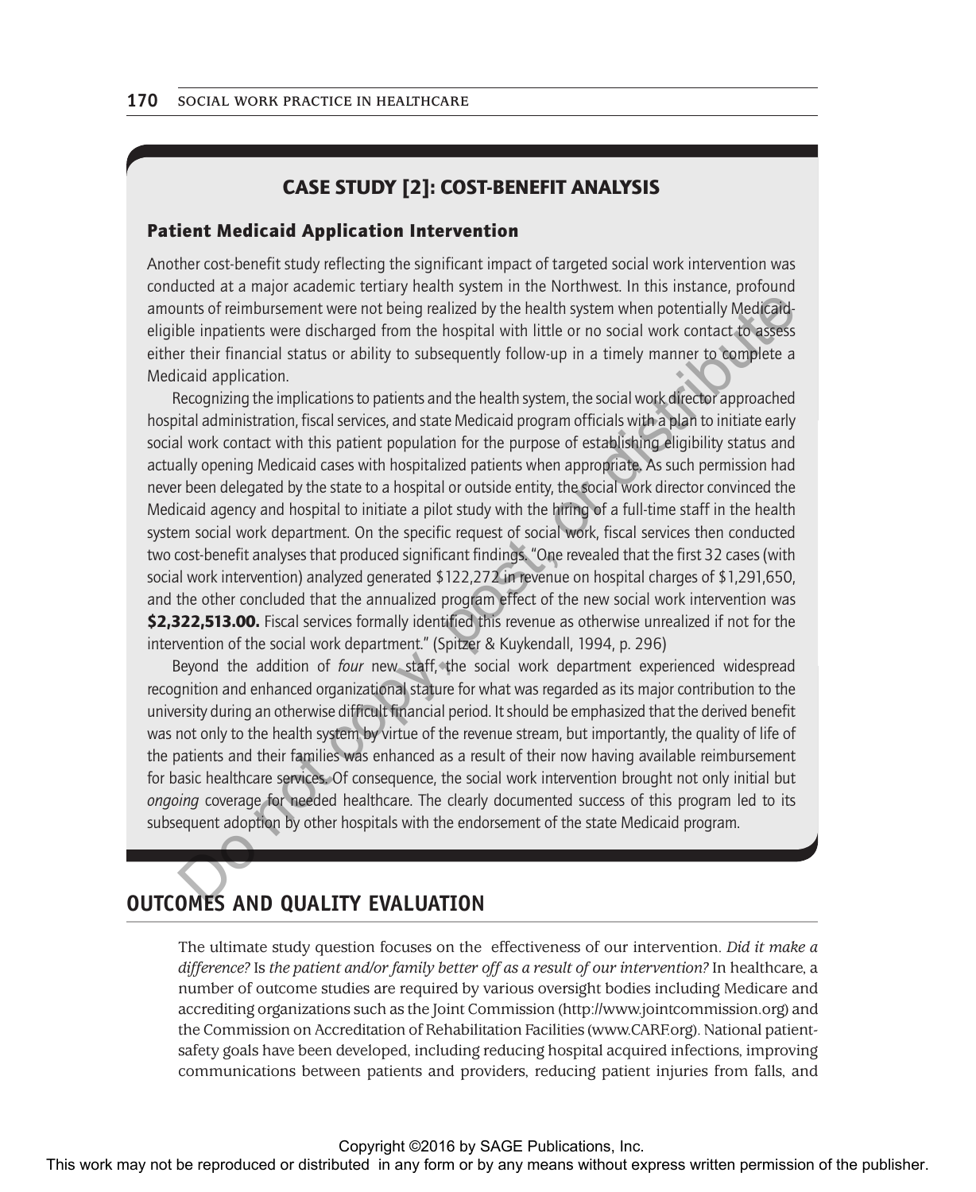## CASE STUDY [2]: COST-BENEFIT ANALYSIS

### Patient Medicaid Application Intervention

Another cost-benefit study reflecting the significant impact of targeted social work intervention was conducted at a major academic tertiary health system in the Northwest. In this instance, profound amounts of reimbursement were not being realized by the health system when potentially Medicaid-eligible inpatients were discharged from the hospital with little or no social work contact to assess either their financial status or ability to subsequently follow-up in a timely manner to complete a Medicaid application.

Recognizing the implications to patients and the health system, the social work director approached hospital administration, fiscal services, and state Medicaid program officials with a plan to initiate early social work contact with this patient population for the purpose of establishing eligibility status and actually opening Medicaid cases with hospitalized patients when appropriate. As such permission had never been delegated by the state to a hospital or outside entity, the social work director convinced the Medicaid agency and hospital to initiate a pilot study with the hiring of a full-time staff in the health system social work department. On the specific request of social work, fiscal services then conducted two cost-benefit analyses that produced significant findings. "One revealed that the first 32 cases (with social work intervention) analyzed generated $122,272 in revenue on hospital charges of $1,291,650, and the other concluded that the annualized program effect of the new social work intervention was **$2,322,513.00.** Fiscal services formally identified this revenue as otherwise unrealized if not for the intervention of the social work department." (Spitzer & Kuykendall, 1994, p. 296)

Beyond the addition of *four* new staff, the social work department experienced widespread recognition and enhanced organizational stature for what was regarded as its major contribution to the university during an otherwise difficult financial period. It should be emphasized that the derived benefit was not only to the health system by virtue of the revenue stream, but importantly, the quality of life of the patients and their families was enhanced as a result of their now having available reimbursement for basic healthcare services. Of consequence, the social work intervention brought not only initial but *ongoing* coverage for needed healthcare. The clearly documented success of this program led to its subsequent adoption by other hospitals with the endorsement of the state Medicaid program.

## OUTCOMES AND QUALITY EVALUATION

The ultimate study question focuses on the effectiveness of our intervention. *Did it make a difference?* Is *the patient and/or family better off as a result of our intervention?* In healthcare, a number of outcome studies are required by various oversight bodies including Medicare and accrediting organizations such as the Joint Commission (http://www.jointcommission.org) and the Commission on Accreditation of Rehabilitation Facilities (www.CARF.org). National patient-safety goals have been developed, including reducing hospital acquired infections, improving communications between patients and providers, reducing patient injuries from falls, and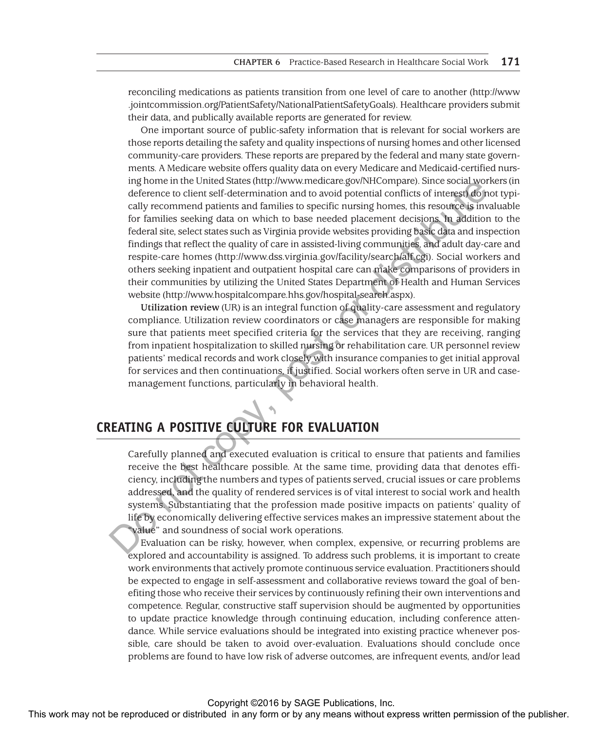reconciling medications as patients transition from one level of care to another (http://www.jointcommission.org/PatientSafety/NationalPatientSafetyGoals). Healthcare providers submit their data, and publically available reports are generated for review.

One important source of public-safety information that is relevant for social workers are those reports detailing the safety and quality inspections of nursing homes and other licensed community-care providers. These reports are prepared by the federal and many state governments. A Medicare website offers quality data on every Medicare and Medicaid-certified nursing home in the United States (http://www.medicare.gov/NHCompare). Since social workers (in deference to client self-determination and to avoid potential conflicts of interest) do not typically recommend patients and families to specific nursing homes, this resource is invaluable for families seeking data on which to base needed placement decisions. In addition to the federal site, select states such as Virginia provide websites providing basic data and inspection findings that reflect the quality of care in assisted-living communities, and adult day-care and respite-care homes (http://www.dss.virginia.gov/facility/search/alf.cgi). Social workers and others seeking inpatient and outpatient hospital care can make comparisons of providers in their communities by utilizing the United States Department of Health and Human Services website (http://www.hospitalcompare.hhs.gov/hospital-search.aspx).

**Utilization review** (UR) is an integral function of quality-care assessment and regulatory compliance. Utilization review coordinators or case managers are responsible for making sure that patients meet specified criteria for the services that they are receiving, ranging from inpatient hospitalization to skilled nursing or rehabilitation care. UR personnel review patients' medical records and work closely with insurance companies to get initial approval for services and then continuations, if justified. Social workers often serve in UR and case-management functions, particularly in behavioral health.

## CREATING A POSITIVE CULTURE FOR EVALUATION

Carefully planned and executed evaluation is critical to ensure that patients and families receive the best healthcare possible. At the same time, providing data that denotes efficiency, including the numbers and types of patients served, crucial issues or care problems addressed, and the quality of rendered services is of vital interest to social work and health systems. Substantiating that the profession made positive impacts on patients' quality of life by economically delivering effective services makes an impressive statement about the "value" and soundness of social work operations.

Evaluation can be risky, however, when complex, expensive, or recurring problems are explored and accountability is assigned. To address such problems, it is important to create work environments that actively promote continuous service evaluation. Practitioners should be expected to engage in self-assessment and collaborative reviews toward the goal of benefiting those who receive their services by continuously refining their own interventions and competence. Regular, constructive staff supervision should be augmented by opportunities to update practice knowledge through continuing education, including conference attendance. While service evaluations should be integrated into existing practice whenever possible, care should be taken to avoid over-evaluation. Evaluations should conclude once problems are found to have low risk of adverse outcomes, are infrequent events, and/or lead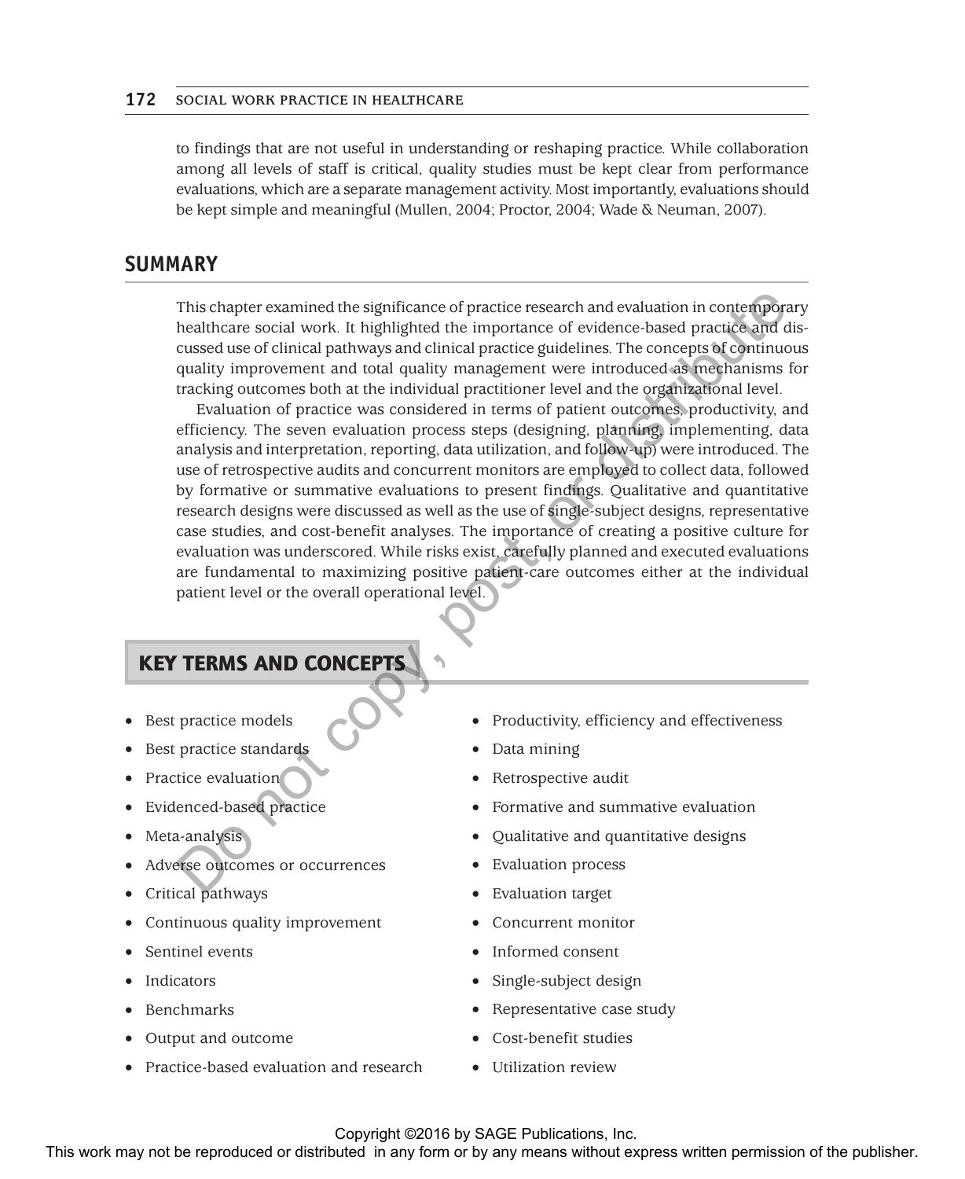to findings that are not useful in understanding or reshaping practice. While collaboration among all levels of staff is critical, quality studies must be kept clear from performance evaluations, which are a separate management activity. Most importantly, evaluations should be kept simple and meaningful (Mullen, 2004; Proctor, 2004; Wade & Neuman, 2007).

## SUMMARY

This chapter examined the significance of practice research and evaluation in contemporary healthcare social work. It highlighted the importance of evidence-based practice and discussed use of clinical pathways and clinical practice guidelines. The concepts of continuous quality improvement and total quality management were introduced as mechanisms for tracking outcomes both at the individual practitioner level and the organizational level.

Evaluation of practice was considered in terms of patient outcomes, productivity, and efficiency. The seven evaluation process steps (designing, planning, implementing, data analysis and interpretation, reporting, data utilization, and follow-up) were introduced. The use of retrospective audits and concurrent monitors are employed to collect data, followed by formative or summative evaluations to present findings. Qualitative and quantitative research designs were discussed as well as the use of single-subject designs, representative case studies, and cost-benefit analyses. The importance of creating a positive culture for evaluation was underscored. While risks exist, carefully planned and executed evaluations are fundamental to maximizing positive patient-care outcomes either at the individual patient level or the overall operational level.

## KEY TERMS AND CONCEPTS

- Best practice models
- Best practice standards
- Practice evaluation
- Evidenced-based practice
- Meta-analysis
- Adverse outcomes or occurrences
- Critical pathways
- Continuous quality improvement
- Sentinel events
- Indicators
- Benchmarks
- Output and outcome
- Practice-based evaluation and research
- Productivity, efficiency and effectiveness
- Data mining
- Retrospective audit
- Formative and summative evaluation
- Qualitative and quantitative designs
- Evaluation process
- Evaluation target
- Concurrent monitor
- Informed consent
- Single-subject design
- Representative case study
- Cost-benefit studies
- Utilization review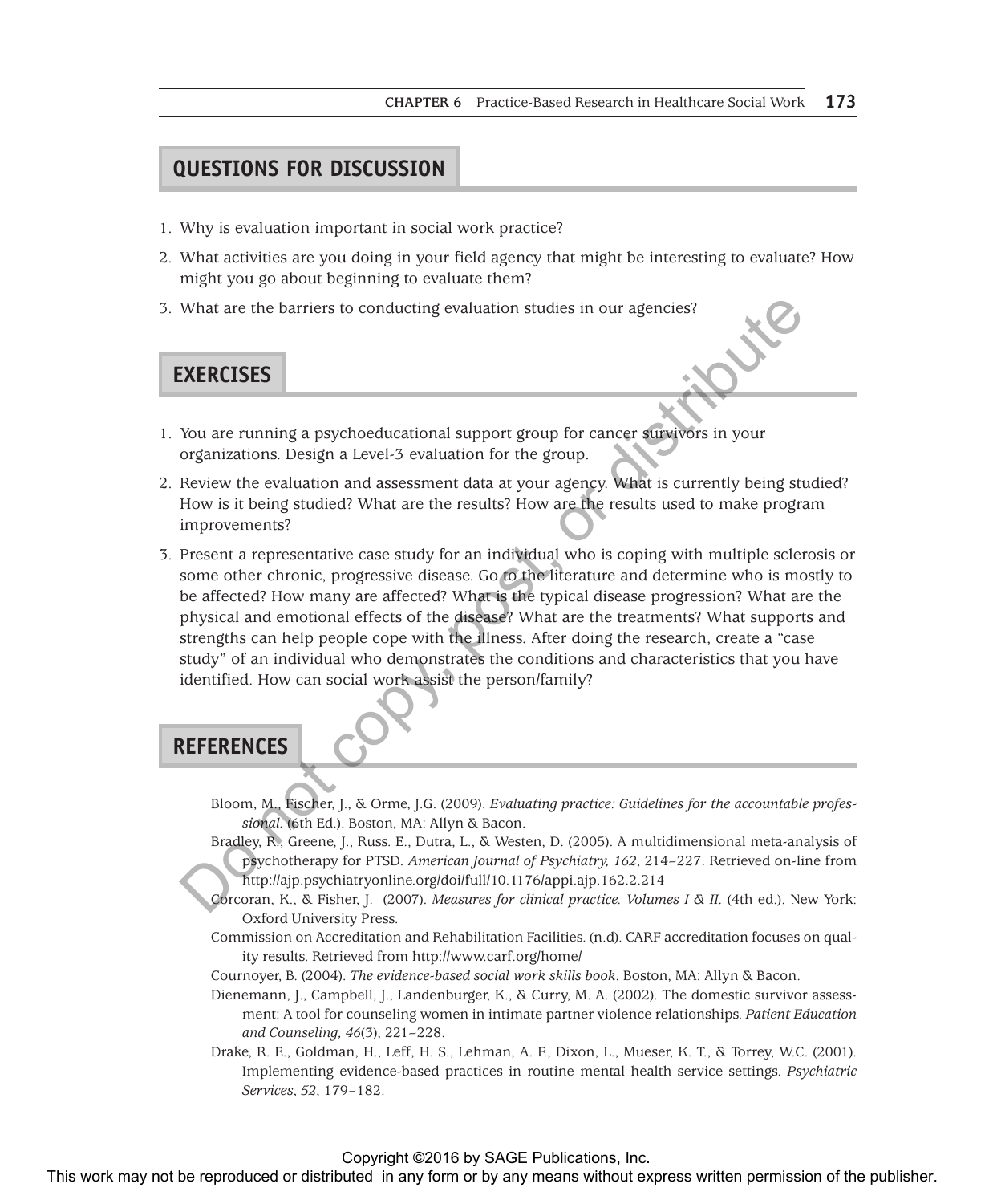## QUESTIONS FOR DISCUSSION

1. Why is evaluation important in social work practice?
2. What activities are you doing in your field agency that might be interesting to evaluate? How might you go about beginning to evaluate them?
3. What are the barriers to conducting evaluation studies in our agencies?

## EXERCISES

1. You are running a psychoeducational support group for cancer survivors in your organizations. Design a Level-3 evaluation for the group.
2. Review the evaluation and assessment data at your agency. What is currently being studied? How is it being studied? What are the results? How are the results used to make program improvements?
3. Present a representative case study for an individual who is coping with multiple sclerosis or some other chronic, progressive disease. Go to the literature and determine who is mostly to be affected? How many are affected? What is the typical disease progression? What are the physical and emotional effects of the disease? What are the treatments? What supports and strengths can help people cope with the illness. After doing the research, create a "case study" of an individual who demonstrates the conditions and characteristics that you have identified. How can social work assist the person/family?

## REFERENCES

Bloom, M., Fischer, J., & Orme, J.G. (2009). *Evaluating practice: Guidelines for the accountable professional*. (6th Ed.). Boston, MA: Allyn & Bacon.

Bradley, R., Greene, J., Russ. E., Dutra, L., & Westen, D. (2005). A multidimensional meta-analysis of psychotherapy for PTSD. *American Journal of Psychiatry, 162*, 214–227. Retrieved on-line from http://ajp.psychiatryonline.org/doi/full/10.1176/appi.ajp.162.2.214

Corcoran, K., & Fisher, J. (2007). *Measures for clinical practice. Volumes I & II*. (4th ed.). New York: Oxford University Press.

Commission on Accreditation and Rehabilitation Facilities. (n.d). CARF accreditation focuses on quality results. Retrieved from http://www.carf.org/home/

Cournoyer, B. (2004). *The evidence-based social work skills book*. Boston, MA: Allyn & Bacon.

Dienemann, J., Campbell, J., Landenburger, K., & Curry, M. A. (2002). The domestic survivor assessment: A tool for counseling women in intimate partner violence relationships. *Patient Education and Counseling, 46*(3), 221–228.

Drake, R. E., Goldman, H., Leff, H. S., Lehman, A. F., Dixon, L., Mueser, K. T., & Torrey, W.C. (2001). Implementing evidence-based practices in routine mental health service settings. *Psychiatric Services*, *52*, 179–182.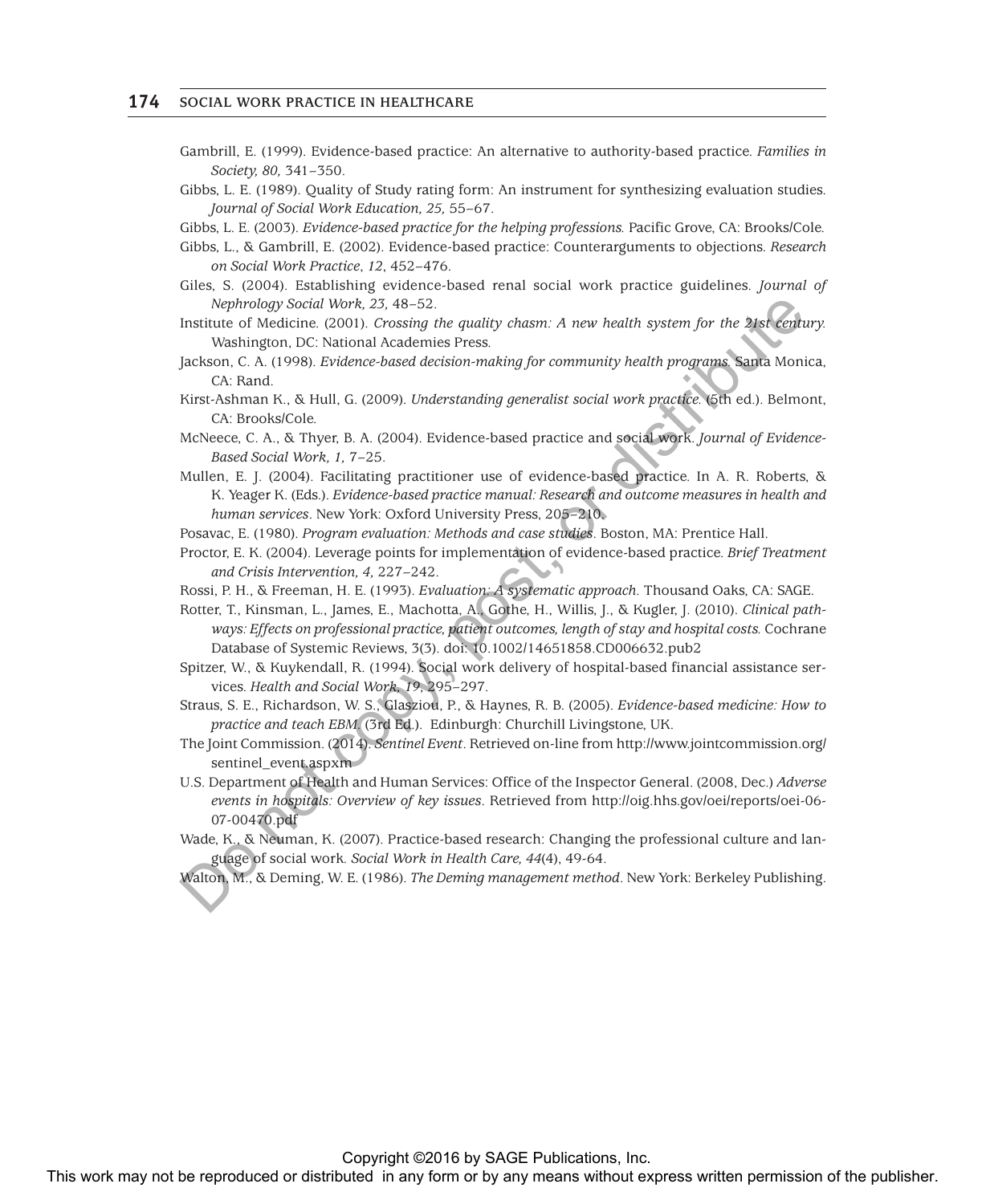Gambrill, E. (1999). Evidence-based practice: An alternative to authority-based practice. *Families in Society, 80,* 341–350.

Gibbs, L. E. (1989). Quality of Study rating form: An instrument for synthesizing evaluation studies. *Journal of Social Work Education, 25,* 55–67.

Gibbs, L. E. (2003). *Evidence-based practice for the helping professions.* Pacific Grove, CA: Brooks/Cole.

Gibbs, L., & Gambrill, E. (2002). Evidence-based practice: Counterarguments to objections. *Research on Social Work Practice*, *12*, 452–476.

Giles, S. (2004). Establishing evidence-based renal social work practice guidelines. *Journal of Nephrology Social Work, 23,* 48–52.

Institute of Medicine. (2001). *Crossing the quality chasm: A new health system for the 21st century.* Washington, DC: National Academies Press.

Jackson, C. A. (1998). *Evidence-based decision-making for community health programs.* Santa Monica, CA: Rand.

Kirst-Ashman K., & Hull, G. (2009). *Understanding generalist social work practice.* (5th ed.). Belmont, CA: Brooks/Cole.

McNeece, C. A., & Thyer, B. A. (2004). Evidence-based practice and social work. *Journal of Evidence-Based Social Work, 1,* 7–25.

Mullen, E. J. (2004). Facilitating practitioner use of evidence-based practice. In A. R. Roberts, & K. Yeager K. (Eds.). *Evidence-based practice manual: Research and outcome measures in health and human services*. New York: Oxford University Press, 205–210.

Posavac, E. (1980). *Program evaluation: Methods and case studies*. Boston, MA: Prentice Hall.

Proctor, E. K. (2004). Leverage points for implementation of evidence-based practice. *Brief Treatment and Crisis Intervention, 4,* 227–242.

Rossi, P. H., & Freeman, H. E. (1993). *Evaluation: A systematic approach.* Thousand Oaks, CA: SAGE.

Rotter, T., Kinsman, L., James, E., Machotta, A., Gothe, H., Willis, J., & Kugler, J. (2010). *Clinical pathways: Effects on professional practice, patient outcomes, length of stay and hospital costs.* Cochrane Database of Systemic Reviews, 3(3). doi: 10.1002/14651858.CD006632.pub2

Spitzer, W., & Kuykendall, R. (1994). Social work delivery of hospital-based financial assistance services. *Health and Social Work, 19*, 295–297.

Straus, S. E., Richardson, W. S., Glasziou, P., & Haynes, R. B. (2005). *Evidence-based medicine: How to practice and teach EBM.* (3rd Ed.). Edinburgh: Churchill Livingstone, UK.

The Joint Commission. (2014). *Sentinel Event*. Retrieved on-line from http://www.jointcommission.org/sentinel_event.aspxm

U.S. Department of Health and Human Services: Office of the Inspector General. (2008, Dec.) *Adverse events in hospitals: Overview of key issues*. Retrieved from http://oig.hhs.gov/oei/reports/oei-06-07-00470.pdf

Wade, K., & Neuman, K. (2007). Practice-based research: Changing the professional culture and language of social work. *Social Work in Health Care, 44*(4), 49-64.

Walton, M., & Deming, W. E. (1986). *The Deming management method*. New York: Berkeley Publishing.